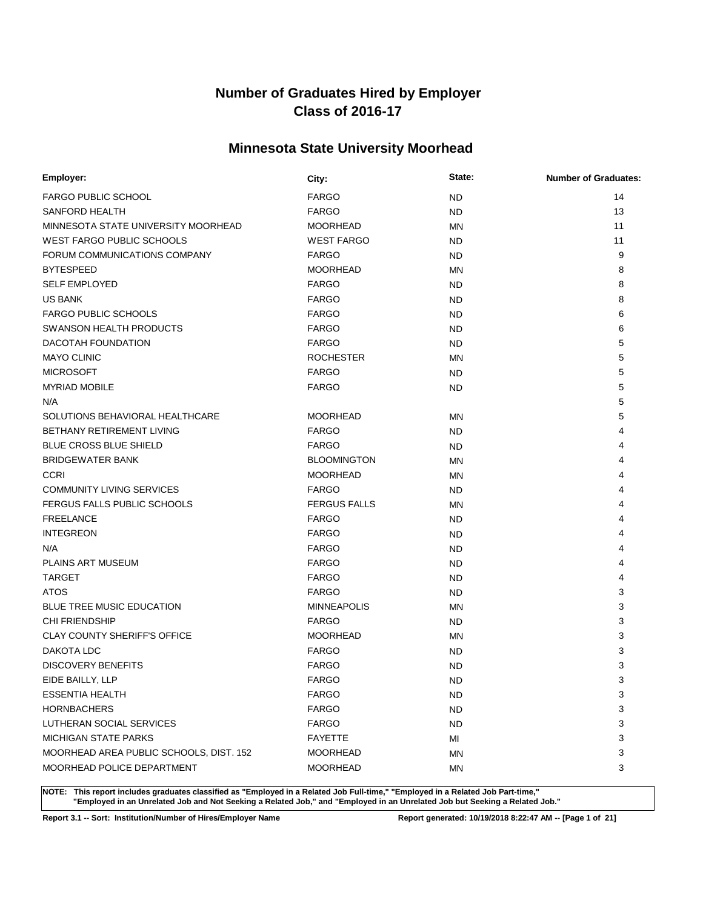# Number of Graduates Hired by Employer
# Class of 2016-17

## Minnesota State University Moorhead

| Employer: | City: | State: | Number of Graduates: |
|---|---|---|---|
| FARGO PUBLIC SCHOOL | FARGO | ND | 14 |
| SANFORD HEALTH | FARGO | ND | 13 |
| MINNESOTA STATE UNIVERSITY MOORHEAD | MOORHEAD | MN | 11 |
| WEST FARGO PUBLIC SCHOOLS | WEST FARGO | ND | 11 |
| FORUM COMMUNICATIONS COMPANY | FARGO | ND | 9 |
| BYTESPEED | MOORHEAD | MN | 8 |
| SELF EMPLOYED | FARGO | ND | 8 |
| US BANK | FARGO | ND | 8 |
| FARGO PUBLIC SCHOOLS | FARGO | ND | 6 |
| SWANSON HEALTH PRODUCTS | FARGO | ND | 6 |
| DACOTAH FOUNDATION | FARGO | ND | 5 |
| MAYO CLINIC | ROCHESTER | MN | 5 |
| MICROSOFT | FARGO | ND | 5 |
| MYRIAD MOBILE | FARGO | ND | 5 |
| N/A | | | 5 |
| SOLUTIONS BEHAVIORAL HEALTHCARE | MOORHEAD | MN | 5 |
| BETHANY RETIREMENT LIVING | FARGO | ND | 4 |
| BLUE CROSS BLUE SHIELD | FARGO | ND | 4 |
| BRIDGEWATER BANK | BLOOMINGTON | MN | 4 |
| CCRI | MOORHEAD | MN | 4 |
| COMMUNITY LIVING SERVICES | FARGO | ND | 4 |
| FERGUS FALLS PUBLIC SCHOOLS | FERGUS FALLS | MN | 4 |
| FREELANCE | FARGO | ND | 4 |
| INTEGREON | FARGO | ND | 4 |
| N/A | FARGO | ND | 4 |
| PLAINS ART MUSEUM | FARGO | ND | 4 |
| TARGET | FARGO | ND | 4 |
| ATOS | FARGO | ND | 3 |
| BLUE TREE MUSIC EDUCATION | MINNEAPOLIS | MN | 3 |
| CHI FRIENDSHIP | FARGO | ND | 3 |
| CLAY COUNTY SHERIFF'S OFFICE | MOORHEAD | MN | 3 |
| DAKOTA LDC | FARGO | ND | 3 |
| DISCOVERY BENEFITS | FARGO | ND | 3 |
| EIDE BAILLY, LLP | FARGO | ND | 3 |
| ESSENTIA HEALTH | FARGO | ND | 3 |
| HORNBACHERS | FARGO | ND | 3 |
| LUTHERAN SOCIAL SERVICES | FARGO | ND | 3 |
| MICHIGAN STATE PARKS | FAYETTE | MI | 3 |
| MOORHEAD AREA PUBLIC SCHOOLS, DIST. 152 | MOORHEAD | MN | 3 |
| MOORHEAD POLICE DEPARTMENT | MOORHEAD | MN | 3 |

**NOTE: This report includes graduates classified as "Employed in a Related Job Full-time," "Employed in a Related Job Part-time," "Employed in an Unrelated Job and Not Seeking a Related Job," and "Employed in an Unrelated Job but Seeking a Related Job."**

**Report 3.1 -- Sort: Institution/Number of Hires/Employer Name** **Report generated: 10/19/2018 8:22:47 AM**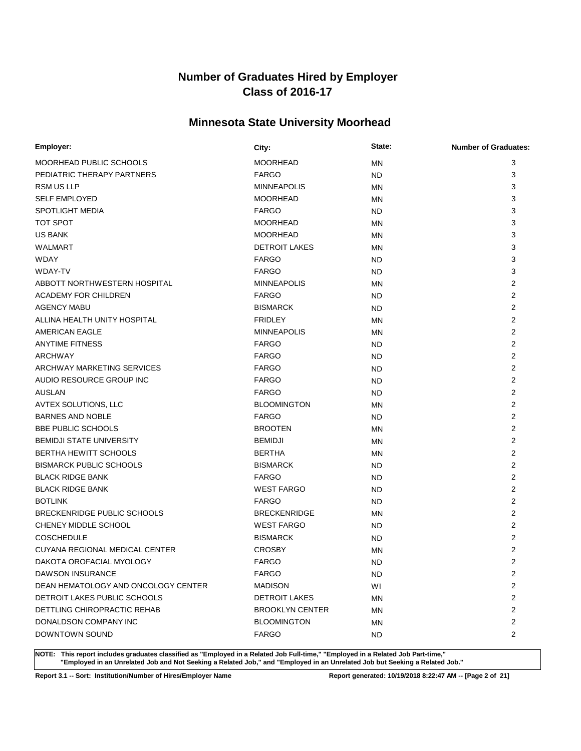# Number of Graduates Hired by Employer
# Class of 2016-17

## Minnesota State University Moorhead

| Employer: | City: | State: | Number of Graduates: |
|---|---|---|---|
| MOORHEAD PUBLIC SCHOOLS | MOORHEAD | MN | 3 |
| PEDIATRIC THERAPY PARTNERS | FARGO | ND | 3 |
| RSM US LLP | MINNEAPOLIS | MN | 3 |
| SELF EMPLOYED | MOORHEAD | MN | 3 |
| SPOTLIGHT MEDIA | FARGO | ND | 3 |
| TOT SPOT | MOORHEAD | MN | 3 |
| US BANK | MOORHEAD | MN | 3 |
| WALMART | DETROIT LAKES | MN | 3 |
| WDAY | FARGO | ND | 3 |
| WDAY-TV | FARGO | ND | 3 |
| ABBOTT NORTHWESTERN HOSPITAL | MINNEAPOLIS | MN | 2 |
| ACADEMY FOR CHILDREN | FARGO | ND | 2 |
| AGENCY MABU | BISMARCK | ND | 2 |
| ALLINA HEALTH UNITY HOSPITAL | FRIDLEY | MN | 2 |
| AMERICAN EAGLE | MINNEAPOLIS | MN | 2 |
| ANYTIME FITNESS | FARGO | ND | 2 |
| ARCHWAY | FARGO | ND | 2 |
| ARCHWAY MARKETING SERVICES | FARGO | ND | 2 |
| AUDIO RESOURCE GROUP INC | FARGO | ND | 2 |
| AUSLAN | FARGO | ND | 2 |
| AVTEX SOLUTIONS, LLC | BLOOMINGTON | MN | 2 |
| BARNES AND NOBLE | FARGO | ND | 2 |
| BBE PUBLIC SCHOOLS | BROOTEN | MN | 2 |
| BEMIDJI STATE UNIVERSITY | BEMIDJI | MN | 2 |
| BERTHA HEWITT SCHOOLS | BERTHA | MN | 2 |
| BISMARCK PUBLIC SCHOOLS | BISMARCK | ND | 2 |
| BLACK RIDGE BANK | FARGO | ND | 2 |
| BLACK RIDGE BANK | WEST FARGO | ND | 2 |
| BOTLINK | FARGO | ND | 2 |
| BRECKENRIDGE PUBLIC SCHOOLS | BRECKENRIDGE | MN | 2 |
| CHENEY MIDDLE SCHOOL | WEST FARGO | ND | 2 |
| COSCHEDULE | BISMARCK | ND | 2 |
| CUYANA REGIONAL MEDICAL CENTER | CROSBY | MN | 2 |
| DAKOTA OROFACIAL MYOLOGY | FARGO | ND | 2 |
| DAWSON INSURANCE | FARGO | ND | 2 |
| DEAN HEMATOLOGY AND ONCOLOGY CENTER | MADISON | WI | 2 |
| DETROIT LAKES PUBLIC SCHOOLS | DETROIT LAKES | MN | 2 |
| DETTLING CHIROPRACTIC REHAB | BROOKLYN CENTER | MN | 2 |
| DONALDSON COMPANY INC | BLOOMINGTON | MN | 2 |
| DOWNTOWN SOUND | FARGO | ND | 2 |

**NOTE: This report includes graduates classified as "Employed in a Related Job Full-time," "Employed in a Related Job Part-time," "Employed in an Unrelated Job and Not Seeking a Related Job," and "Employed in an Unrelated Job but Seeking a Related Job."**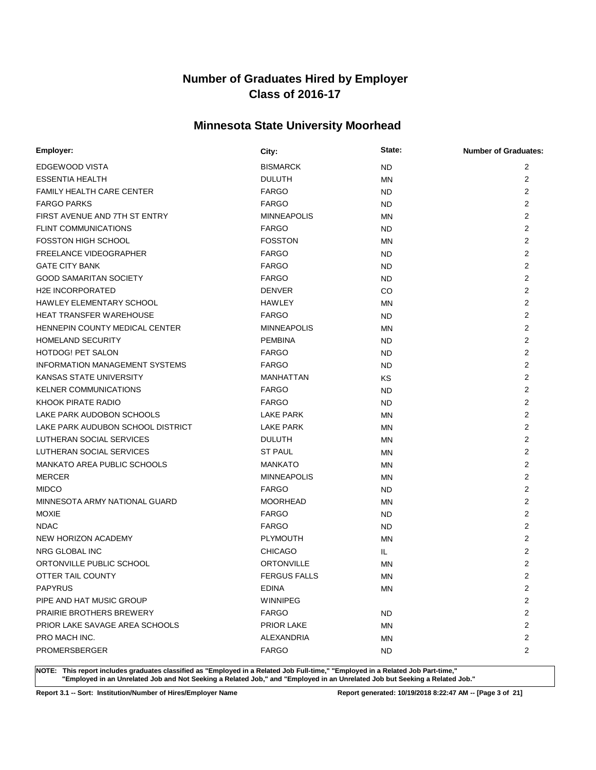# Number of Graduates Hired by Employer
## Class of 2016-17

## Minnesota State University Moorhead

| Employer: | City: | State: | Number of Graduates: |
|---|---|---|---|
| EDGEWOOD VISTA | BISMARCK | ND | 2 |
| ESSENTIA HEALTH | DULUTH | MN | 2 |
| FAMILY HEALTH CARE CENTER | FARGO | ND | 2 |
| FARGO PARKS | FARGO | ND | 2 |
| FIRST AVENUE AND 7TH ST ENTRY | MINNEAPOLIS | MN | 2 |
| FLINT COMMUNICATIONS | FARGO | ND | 2 |
| FOSSTON HIGH SCHOOL | FOSSTON | MN | 2 |
| FREELANCE VIDEOGRAPHER | FARGO | ND | 2 |
| GATE CITY BANK | FARGO | ND | 2 |
| GOOD SAMARITAN SOCIETY | FARGO | ND | 2 |
| H2E INCORPORATED | DENVER | CO | 2 |
| HAWLEY ELEMENTARY SCHOOL | HAWLEY | MN | 2 |
| HEAT TRANSFER WAREHOUSE | FARGO | ND | 2 |
| HENNEPIN COUNTY MEDICAL CENTER | MINNEAPOLIS | MN | 2 |
| HOMELAND SECURITY | PEMBINA | ND | 2 |
| HOTDOG! PET SALON | FARGO | ND | 2 |
| INFORMATION MANAGEMENT SYSTEMS | FARGO | ND | 2 |
| KANSAS STATE UNIVERSITY | MANHATTAN | KS | 2 |
| KELNER COMMUNICATIONS | FARGO | ND | 2 |
| KHOOK PIRATE RADIO | FARGO | ND | 2 |
| LAKE PARK AUDOBON SCHOOLS | LAKE PARK | MN | 2 |
| LAKE PARK AUDUBON SCHOOL DISTRICT | LAKE PARK | MN | 2 |
| LUTHERAN SOCIAL SERVICES | DULUTH | MN | 2 |
| LUTHERAN SOCIAL SERVICES | ST PAUL | MN | 2 |
| MANKATO AREA PUBLIC SCHOOLS | MANKATO | MN | 2 |
| MERCER | MINNEAPOLIS | MN | 2 |
| MIDCO | FARGO | ND | 2 |
| MINNESOTA ARMY NATIONAL GUARD | MOORHEAD | MN | 2 |
| MOXIE | FARGO | ND | 2 |
| NDAC | FARGO | ND | 2 |
| NEW HORIZON ACADEMY | PLYMOUTH | MN | 2 |
| NRG GLOBAL INC | CHICAGO | IL | 2 |
| ORTONVILLE PUBLIC SCHOOL | ORTONVILLE | MN | 2 |
| OTTER TAIL COUNTY | FERGUS FALLS | MN | 2 |
| PAPYRUS | EDINA | MN | 2 |
| PIPE AND HAT MUSIC GROUP | WINNIPEG | | 2 |
| PRAIRIE BROTHERS BREWERY | FARGO | ND | 2 |
| PRIOR LAKE SAVAGE AREA SCHOOLS | PRIOR LAKE | MN | 2 |
| PRO MACH INC. | ALEXANDRIA | MN | 2 |
| PROMERSBERGER | FARGO | ND | 2 |

**NOTE: This report includes graduates classified as "Employed in a Related Job Full-time," "Employed in a Related Job Part-time," "Employed in an Unrelated Job and Not Seeking a Related Job," and "Employed in an Unrelated Job but Seeking a Related Job."**

**Report 3.1 -- Sort: Institution/Number of Hires/Employer Name** | **Report generated: 10/19/2018 8:22:47 AM**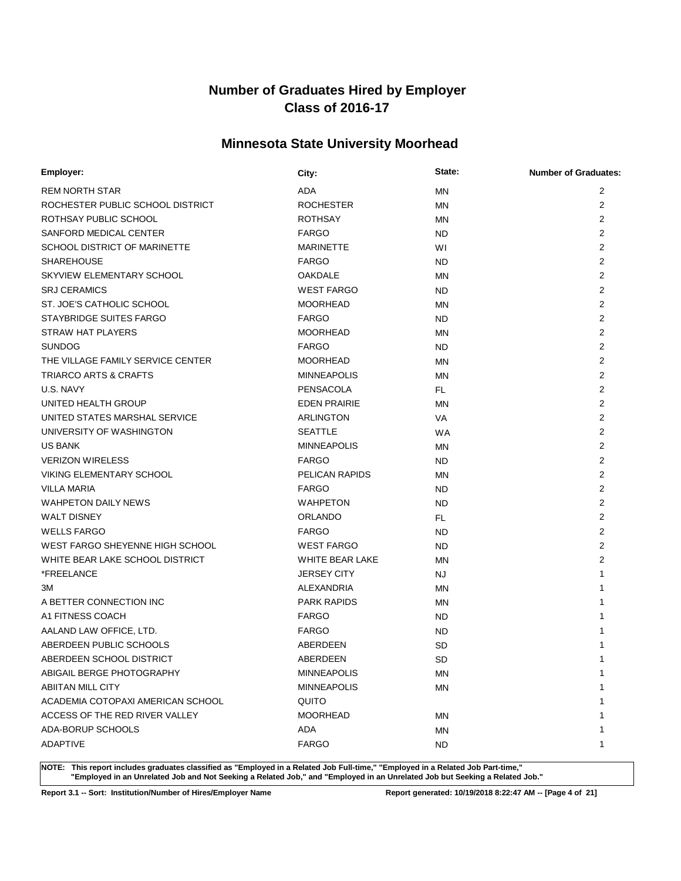# Number of Graduates Hired by Employer
# Class of 2016-17

## Minnesota State University Moorhead

| Employer: | City: | State: | Number of Graduates: |
|---|---|---|---|
| REM NORTH STAR | ADA | MN | 2 |
| ROCHESTER PUBLIC SCHOOL DISTRICT | ROCHESTER | MN | 2 |
| ROTHSAY PUBLIC SCHOOL | ROTHSAY | MN | 2 |
| SANFORD MEDICAL CENTER | FARGO | ND | 2 |
| SCHOOL DISTRICT OF MARINETTE | MARINETTE | WI | 2 |
| SHAREHOUSE | FARGO | ND | 2 |
| SKYVIEW ELEMENTARY SCHOOL | OAKDALE | MN | 2 |
| SRJ CERAMICS | WEST FARGO | ND | 2 |
| ST. JOE'S CATHOLIC SCHOOL | MOORHEAD | MN | 2 |
| STAYBRIDGE SUITES FARGO | FARGO | ND | 2 |
| STRAW HAT PLAYERS | MOORHEAD | MN | 2 |
| SUNDOG | FARGO | ND | 2 |
| THE VILLAGE FAMILY SERVICE CENTER | MOORHEAD | MN | 2 |
| TRIARCO ARTS & CRAFTS | MINNEAPOLIS | MN | 2 |
| U.S. NAVY | PENSACOLA | FL | 2 |
| UNITED HEALTH GROUP | EDEN PRAIRIE | MN | 2 |
| UNITED STATES MARSHAL SERVICE | ARLINGTON | VA | 2 |
| UNIVERSITY OF WASHINGTON | SEATTLE | WA | 2 |
| US BANK | MINNEAPOLIS | MN | 2 |
| VERIZON WIRELESS | FARGO | ND | 2 |
| VIKING ELEMENTARY SCHOOL | PELICAN RAPIDS | MN | 2 |
| VILLA MARIA | FARGO | ND | 2 |
| WAHPETON DAILY NEWS | WAHPETON | ND | 2 |
| WALT DISNEY | ORLANDO | FL | 2 |
| WELLS FARGO | FARGO | ND | 2 |
| WEST FARGO SHEYENNE HIGH SCHOOL | WEST FARGO | ND | 2 |
| WHITE BEAR LAKE SCHOOL DISTRICT | WHITE BEAR LAKE | MN | 2 |
| *FREELANCE | JERSEY CITY | NJ | 1 |
| 3M | ALEXANDRIA | MN | 1 |
| A BETTER CONNECTION INC | PARK RAPIDS | MN | 1 |
| A1 FITNESS COACH | FARGO | ND | 1 |
| AALAND LAW OFFICE, LTD. | FARGO | ND | 1 |
| ABERDEEN PUBLIC SCHOOLS | ABERDEEN | SD | 1 |
| ABERDEEN SCHOOL DISTRICT | ABERDEEN | SD | 1 |
| ABIGAIL BERGE PHOTOGRAPHY | MINNEAPOLIS | MN | 1 |
| ABIITAN MILL CITY | MINNEAPOLIS | MN | 1 |
| ACADEMIA COTOPAXI AMERICAN SCHOOL | QUITO | | 1 |
| ACCESS OF THE RED RIVER VALLEY | MOORHEAD | MN | 1 |
| ADA-BORUP SCHOOLS | ADA | MN | 1 |
| ADAPTIVE | FARGO | ND | 1 |

**NOTE: This report includes graduates classified as "Employed in a Related Job Full-time," "Employed in a Related Job Part-time," "Employed in an Unrelated Job and Not Seeking a Related Job," and "Employed in an Unrelated Job but Seeking a Related Job."**

**Report 3.1 -- Sort: Institution/Number of Hires/Employer Name** **Report generated: 10/19/2018 8:22:47 AM**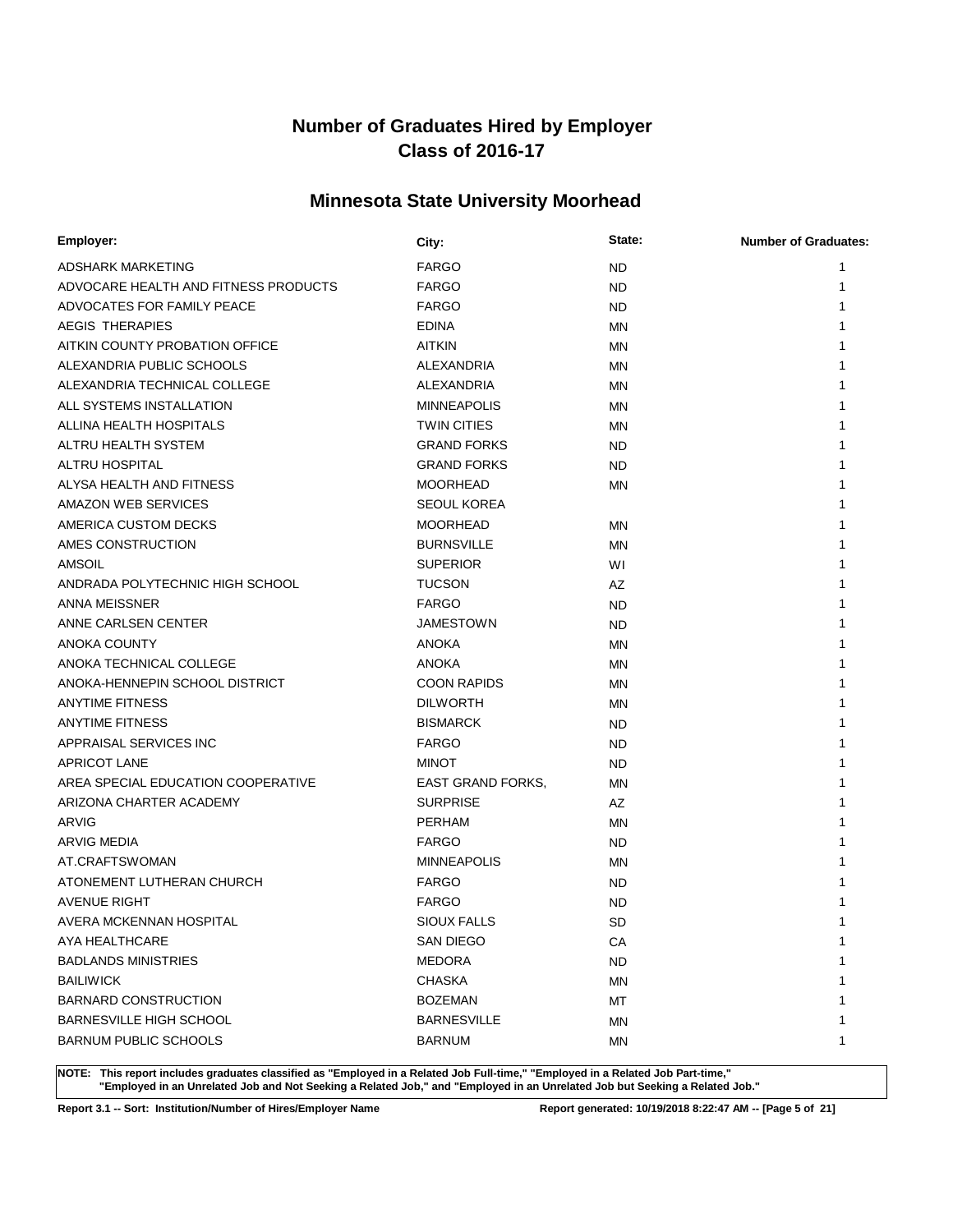# Number of Graduates Hired by Employer
# Class of 2016-17

## Minnesota State University Moorhead

| Employer: | City: | State: | Number of Graduates: |
|---|---|---|---|
| ADSHARK MARKETING | FARGO | ND | 1 |
| ADVOCARE HEALTH AND FITNESS PRODUCTS | FARGO | ND | 1 |
| ADVOCATES FOR FAMILY PEACE | FARGO | ND | 1 |
| AEGIS THERAPIES | EDINA | MN | 1 |
| AITKIN COUNTY PROBATION OFFICE | AITKIN | MN | 1 |
| ALEXANDRIA PUBLIC SCHOOLS | ALEXANDRIA | MN | 1 |
| ALEXANDRIA TECHNICAL COLLEGE | ALEXANDRIA | MN | 1 |
| ALL SYSTEMS INSTALLATION | MINNEAPOLIS | MN | 1 |
| ALLINA HEALTH HOSPITALS | TWIN CITIES | MN | 1 |
| ALTRU HEALTH SYSTEM | GRAND FORKS | ND | 1 |
| ALTRU HOSPITAL | GRAND FORKS | ND | 1 |
| ALYSA HEALTH AND FITNESS | MOORHEAD | MN | 1 |
| AMAZON WEB SERVICES | SEOUL KOREA | | 1 |
| AMERICA CUSTOM DECKS | MOORHEAD | MN | 1 |
| AMES CONSTRUCTION | BURNSVILLE | MN | 1 |
| AMSOIL | SUPERIOR | WI | 1 |
| ANDRADA POLYTECHNIC HIGH SCHOOL | TUCSON | AZ | 1 |
| ANNA MEISSNER | FARGO | ND | 1 |
| ANNE CARLSEN CENTER | JAMESTOWN | ND | 1 |
| ANOKA COUNTY | ANOKA | MN | 1 |
| ANOKA TECHNICAL COLLEGE | ANOKA | MN | 1 |
| ANOKA-HENNEPIN SCHOOL DISTRICT | COON RAPIDS | MN | 1 |
| ANYTIME FITNESS | DILWORTH | MN | 1 |
| ANYTIME FITNESS | BISMARCK | ND | 1 |
| APPRAISAL SERVICES INC | FARGO | ND | 1 |
| APRICOT LANE | MINOT | ND | 1 |
| AREA SPECIAL EDUCATION COOPERATIVE | EAST GRAND FORKS, | MN | 1 |
| ARIZONA CHARTER ACADEMY | SURPRISE | AZ | 1 |
| ARVIG | PERHAM | MN | 1 |
| ARVIG MEDIA | FARGO | ND | 1 |
| AT.CRAFTSWOMAN | MINNEAPOLIS | MN | 1 |
| ATONEMENT LUTHERAN CHURCH | FARGO | ND | 1 |
| AVENUE RIGHT | FARGO | ND | 1 |
| AVERA MCKENNAN HOSPITAL | SIOUX FALLS | SD | 1 |
| AYA HEALTHCARE | SAN DIEGO | CA | 1 |
| BADLANDS MINISTRIES | MEDORA | ND | 1 |
| BAILIWICK | CHASKA | MN | 1 |
| BARNARD CONSTRUCTION | BOZEMAN | MT | 1 |
| BARNESVILLE HIGH SCHOOL | BARNESVILLE | MN | 1 |
| BARNUM PUBLIC SCHOOLS | BARNUM | MN | 1 |

**NOTE: This report includes graduates classified as "Employed in a Related Job Full-time," "Employed in a Related Job Part-time," "Employed in an Unrelated Job and Not Seeking a Related Job," and "Employed in an Unrelated Job but Seeking a Related Job."**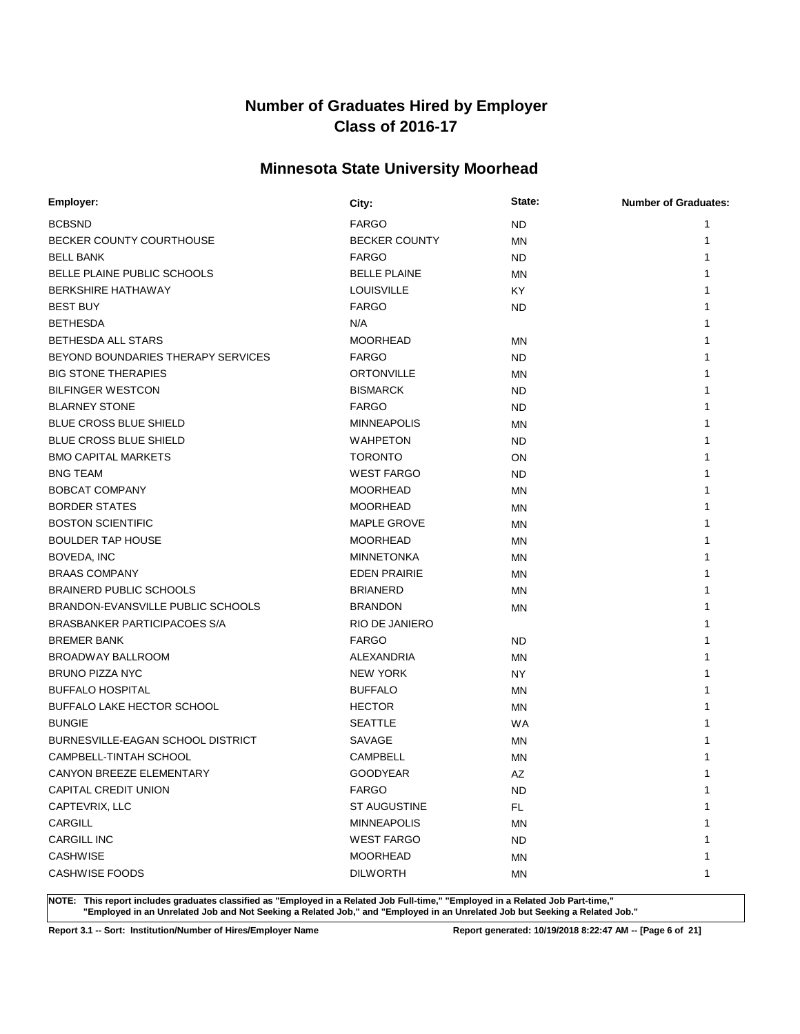# Number of Graduates Hired by Employer
# Class of 2016-17

## Minnesota State University Moorhead

| Employer: | City: | State: | Number of Graduates: |
|---|---|---|---|
| BCBSND | FARGO | ND | 1 |
| BECKER COUNTY COURTHOUSE | BECKER COUNTY | MN | 1 |
| BELL BANK | FARGO | ND | 1 |
| BELLE PLAINE PUBLIC SCHOOLS | BELLE PLAINE | MN | 1 |
| BERKSHIRE HATHAWAY | LOUISVILLE | KY | 1 |
| BEST BUY | FARGO | ND | 1 |
| BETHESDA | N/A | | 1 |
| BETHESDA ALL STARS | MOORHEAD | MN | 1 |
| BEYOND BOUNDARIES THERAPY SERVICES | FARGO | ND | 1 |
| BIG STONE THERAPIES | ORTONVILLE | MN | 1 |
| BILFINGER WESTCON | BISMARCK | ND | 1 |
| BLARNEY STONE | FARGO | ND | 1 |
| BLUE CROSS BLUE SHIELD | MINNEAPOLIS | MN | 1 |
| BLUE CROSS BLUE SHIELD | WAHPETON | ND | 1 |
| BMO CAPITAL MARKETS | TORONTO | ON | 1 |
| BNG TEAM | WEST FARGO | ND | 1 |
| BOBCAT COMPANY | MOORHEAD | MN | 1 |
| BORDER STATES | MOORHEAD | MN | 1 |
| BOSTON SCIENTIFIC | MAPLE GROVE | MN | 1 |
| BOULDER TAP HOUSE | MOORHEAD | MN | 1 |
| BOVEDA, INC | MINNETONKA | MN | 1 |
| BRAAS COMPANY | EDEN PRAIRIE | MN | 1 |
| BRAINERD PUBLIC SCHOOLS | BRIANERD | MN | 1 |
| BRANDON-EVANSVILLE PUBLIC SCHOOLS | BRANDON | MN | 1 |
| BRASBANKER PARTICIPACOES S/A | RIO DE JANIERO | | 1 |
| BREMER BANK | FARGO | ND | 1 |
| BROADWAY BALLROOM | ALEXANDRIA | MN | 1 |
| BRUNO PIZZA NYC | NEW YORK | NY | 1 |
| BUFFALO HOSPITAL | BUFFALO | MN | 1 |
| BUFFALO LAKE HECTOR SCHOOL | HECTOR | MN | 1 |
| BUNGIE | SEATTLE | WA | 1 |
| BURNESVILLE-EAGAN SCHOOL DISTRICT | SAVAGE | MN | 1 |
| CAMPBELL-TINTAH SCHOOL | CAMPBELL | MN | 1 |
| CANYON BREEZE ELEMENTARY | GOODYEAR | AZ | 1 |
| CAPITAL CREDIT UNION | FARGO | ND | 1 |
| CAPTEVRIX, LLC | ST AUGUSTINE | FL | 1 |
| CARGILL | MINNEAPOLIS | MN | 1 |
| CARGILL INC | WEST FARGO | ND | 1 |
| CASHWISE | MOORHEAD | MN | 1 |
| CASHWISE FOODS | DILWORTH | MN | 1 |

**NOTE: This report includes graduates classified as "Employed in a Related Job Full-time," "Employed in a Related Job Part-time," "Employed in an Unrelated Job and Not Seeking a Related Job," and "Employed in an Unrelated Job but Seeking a Related Job."**

**Report 3.1 -- Sort: Institution/Number of Hires/Employer Name** **Report generated: 10/19/2018 8:22:47 AM**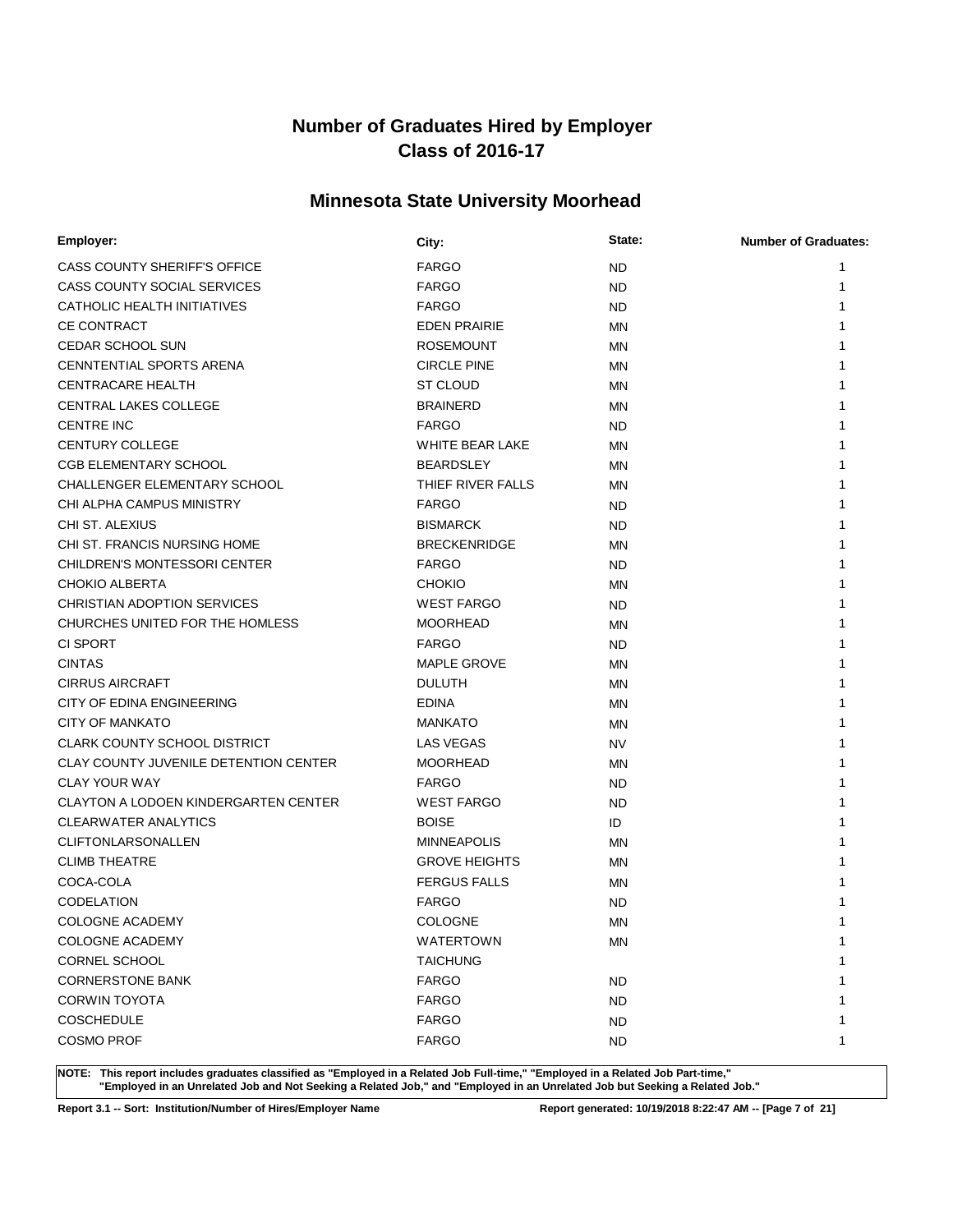# Number of Graduates Hired by Employer
# Class of 2016-17

## Minnesota State University Moorhead

| Employer: | City: | State: | Number of Graduates: |
|---|---|---|---|
| CASS COUNTY SHERIFF'S OFFICE | FARGO | ND | 1 |
| CASS COUNTY SOCIAL SERVICES | FARGO | ND | 1 |
| CATHOLIC HEALTH INITIATIVES | FARGO | ND | 1 |
| CE CONTRACT | EDEN PRAIRIE | MN | 1 |
| CEDAR SCHOOL SUN | ROSEMOUNT | MN | 1 |
| CENNTENTIAL SPORTS ARENA | CIRCLE PINE | MN | 1 |
| CENTRACARE HEALTH | ST CLOUD | MN | 1 |
| CENTRAL LAKES COLLEGE | BRAINERD | MN | 1 |
| CENTRE INC | FARGO | ND | 1 |
| CENTURY COLLEGE | WHITE BEAR LAKE | MN | 1 |
| CGB ELEMENTARY SCHOOL | BEARDSLEY | MN | 1 |
| CHALLENGER ELEMENTARY SCHOOL | THIEF RIVER FALLS | MN | 1 |
| CHI ALPHA CAMPUS MINISTRY | FARGO | ND | 1 |
| CHI ST. ALEXIUS | BISMARCK | ND | 1 |
| CHI ST. FRANCIS NURSING HOME | BRECKENRIDGE | MN | 1 |
| CHILDREN'S MONTESSORI CENTER | FARGO | ND | 1 |
| CHOKIO ALBERTA | CHOKIO | MN | 1 |
| CHRISTIAN ADOPTION SERVICES | WEST FARGO | ND | 1 |
| CHURCHES UNITED FOR THE HOMLESS | MOORHEAD | MN | 1 |
| CI SPORT | FARGO | ND | 1 |
| CINTAS | MAPLE GROVE | MN | 1 |
| CIRRUS AIRCRAFT | DULUTH | MN | 1 |
| CITY OF EDINA ENGINEERING | EDINA | MN | 1 |
| CITY OF MANKATO | MANKATO | MN | 1 |
| CLARK COUNTY SCHOOL DISTRICT | LAS VEGAS | NV | 1 |
| CLAY COUNTY JUVENILE DETENTION CENTER | MOORHEAD | MN | 1 |
| CLAY YOUR WAY | FARGO | ND | 1 |
| CLAYTON A LODOEN KINDERGARTEN CENTER | WEST FARGO | ND | 1 |
| CLEARWATER ANALYTICS | BOISE | ID | 1 |
| CLIFTONLARSONALLEN | MINNEAPOLIS | MN | 1 |
| CLIMB THEATRE | GROVE HEIGHTS | MN | 1 |
| COCA-COLA | FERGUS FALLS | MN | 1 |
| CODELATION | FARGO | ND | 1 |
| COLOGNE ACADEMY | COLOGNE | MN | 1 |
| COLOGNE ACADEMY | WATERTOWN | MN | 1 |
| CORNEL SCHOOL | TAICHUNG | | 1 |
| CORNERSTONE BANK | FARGO | ND | 1 |
| CORWIN TOYOTA | FARGO | ND | 1 |
| COSCHEDULE | FARGO | ND | 1 |
| COSMO PROF | FARGO | ND | 1 |

**NOTE: This report includes graduates classified as "Employed in a Related Job Full-time," "Employed in a Related Job Part-time," "Employed in an Unrelated Job and Not Seeking a Related Job," and "Employed in an Unrelated Job but Seeking a Related Job."**

**Report 3.1 -- Sort: Institution/Number of Hires/Employer Name** **Report generated: 10/19/2018 8:22:47 AM**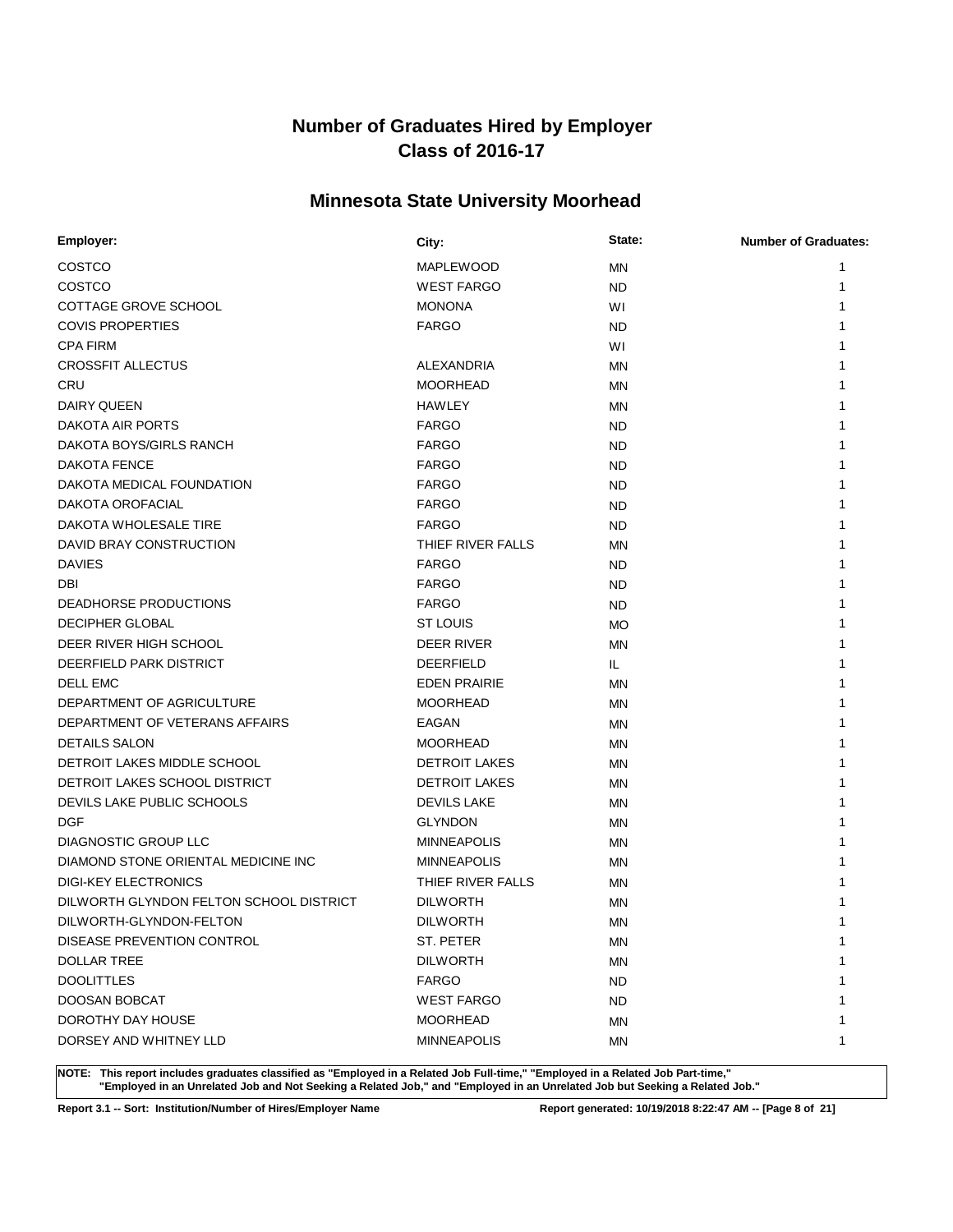# Number of Graduates Hired by Employer
# Class of 2016-17

## Minnesota State University Moorhead

| Employer: | City: | State: | Number of Graduates: |
|---|---|---|---|
| COSTCO | MAPLEWOOD | MN | 1 |
| COSTCO | WEST FARGO | ND | 1 |
| COTTAGE GROVE SCHOOL | MONONA | WI | 1 |
| COVIS PROPERTIES | FARGO | ND | 1 |
| CPA FIRM | | WI | 1 |
| CROSSFIT ALLECTUS | ALEXANDRIA | MN | 1 |
| CRU | MOORHEAD | MN | 1 |
| DAIRY QUEEN | HAWLEY | MN | 1 |
| DAKOTA AIR PORTS | FARGO | ND | 1 |
| DAKOTA BOYS/GIRLS RANCH | FARGO | ND | 1 |
| DAKOTA FENCE | FARGO | ND | 1 |
| DAKOTA MEDICAL FOUNDATION | FARGO | ND | 1 |
| DAKOTA OROFACIAL | FARGO | ND | 1 |
| DAKOTA WHOLESALE TIRE | FARGO | ND | 1 |
| DAVID BRAY CONSTRUCTION | THIEF RIVER FALLS | MN | 1 |
| DAVIES | FARGO | ND | 1 |
| DBI | FARGO | ND | 1 |
| DEADHORSE PRODUCTIONS | FARGO | ND | 1 |
| DECIPHER GLOBAL | ST LOUIS | MO | 1 |
| DEER RIVER HIGH SCHOOL | DEER RIVER | MN | 1 |
| DEERFIELD PARK DISTRICT | DEERFIELD | IL | 1 |
| DELL EMC | EDEN PRAIRIE | MN | 1 |
| DEPARTMENT OF AGRICULTURE | MOORHEAD | MN | 1 |
| DEPARTMENT OF VETERANS AFFAIRS | EAGAN | MN | 1 |
| DETAILS SALON | MOORHEAD | MN | 1 |
| DETROIT LAKES MIDDLE SCHOOL | DETROIT LAKES | MN | 1 |
| DETROIT LAKES SCHOOL DISTRICT | DETROIT LAKES | MN | 1 |
| DEVILS LAKE PUBLIC SCHOOLS | DEVILS LAKE | MN | 1 |
| DGF | GLYNDON | MN | 1 |
| DIAGNOSTIC GROUP LLC | MINNEAPOLIS | MN | 1 |
| DIAMOND STONE ORIENTAL MEDICINE INC | MINNEAPOLIS | MN | 1 |
| DIGI-KEY ELECTRONICS | THIEF RIVER FALLS | MN | 1 |
| DILWORTH GLYNDON FELTON SCHOOL DISTRICT | DILWORTH | MN | 1 |
| DILWORTH-GLYNDON-FELTON | DILWORTH | MN | 1 |
| DISEASE PREVENTION CONTROL | ST. PETER | MN | 1 |
| DOLLAR TREE | DILWORTH | MN | 1 |
| DOOLITTLES | FARGO | ND | 1 |
| DOOSAN BOBCAT | WEST FARGO | ND | 1 |
| DOROTHY DAY HOUSE | MOORHEAD | MN | 1 |
| DORSEY AND WHITNEY LLD | MINNEAPOLIS | MN | 1 |

**NOTE: This report includes graduates classified as "Employed in a Related Job Full-time," "Employed in a Related Job Part-time," "Employed in an Unrelated Job and Not Seeking a Related Job," and "Employed in an Unrelated Job but Seeking a Related Job."**

**Report 3.1 -- Sort: Institution/Number of Hires/Employer Name** **Report generated: 10/19/2018 8:22:47 AM**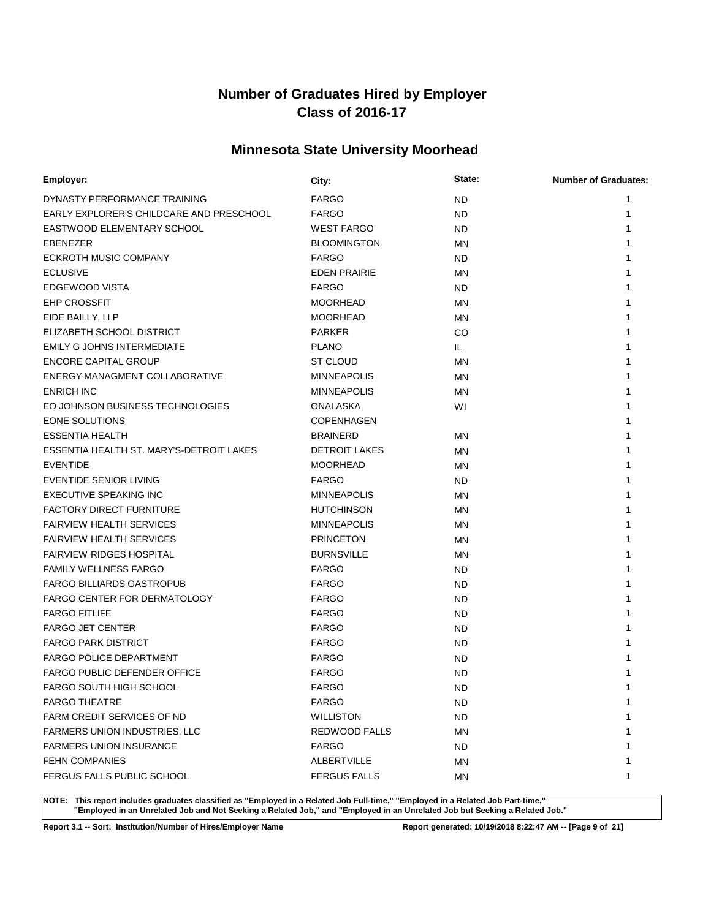# Number of Graduates Hired by Employer
# Class of 2016-17

## Minnesota State University Moorhead

| Employer: | City: | State: | Number of Graduates: |
|---|---|---|---|
| DYNASTY PERFORMANCE TRAINING | FARGO | ND | 1 |
| EARLY EXPLORER'S CHILDCARE AND PRESCHOOL | FARGO | ND | 1 |
| EASTWOOD ELEMENTARY SCHOOL | WEST FARGO | ND | 1 |
| EBENEZER | BLOOMINGTON | MN | 1 |
| ECKROTH MUSIC COMPANY | FARGO | ND | 1 |
| ECLUSIVE | EDEN PRAIRIE | MN | 1 |
| EDGEWOOD VISTA | FARGO | ND | 1 |
| EHP CROSSFIT | MOORHEAD | MN | 1 |
| EIDE BAILLY, LLP | MOORHEAD | MN | 1 |
| ELIZABETH SCHOOL DISTRICT | PARKER | CO | 1 |
| EMILY G JOHNS INTERMEDIATE | PLANO | IL | 1 |
| ENCORE CAPITAL GROUP | ST CLOUD | MN | 1 |
| ENERGY MANAGMENT COLLABORATIVE | MINNEAPOLIS | MN | 1 |
| ENRICH INC | MINNEAPOLIS | MN | 1 |
| EO JOHNSON BUSINESS TECHNOLOGIES | ONALASKA | WI | 1 |
| EONE SOLUTIONS | COPENHAGEN | | 1 |
| ESSENTIA HEALTH | BRAINERD | MN | 1 |
| ESSENTIA HEALTH ST. MARY'S-DETROIT LAKES | DETROIT LAKES | MN | 1 |
| EVENTIDE | MOORHEAD | MN | 1 |
| EVENTIDE SENIOR LIVING | FARGO | ND | 1 |
| EXECUTIVE SPEAKING INC | MINNEAPOLIS | MN | 1 |
| FACTORY DIRECT FURNITURE | HUTCHINSON | MN | 1 |
| FAIRVIEW HEALTH SERVICES | MINNEAPOLIS | MN | 1 |
| FAIRVIEW HEALTH SERVICES | PRINCETON | MN | 1 |
| FAIRVIEW RIDGES HOSPITAL | BURNSVILLE | MN | 1 |
| FAMILY WELLNESS FARGO | FARGO | ND | 1 |
| FARGO BILLIARDS GASTROPUB | FARGO | ND | 1 |
| FARGO CENTER FOR DERMATOLOGY | FARGO | ND | 1 |
| FARGO FITLIFE | FARGO | ND | 1 |
| FARGO JET CENTER | FARGO | ND | 1 |
| FARGO PARK DISTRICT | FARGO | ND | 1 |
| FARGO POLICE DEPARTMENT | FARGO | ND | 1 |
| FARGO PUBLIC DEFENDER OFFICE | FARGO | ND | 1 |
| FARGO SOUTH HIGH SCHOOL | FARGO | ND | 1 |
| FARGO THEATRE | FARGO | ND | 1 |
| FARM CREDIT SERVICES OF ND | WILLISTON | ND | 1 |
| FARMERS UNION INDUSTRIES, LLC | REDWOOD FALLS | MN | 1 |
| FARMERS UNION INSURANCE | FARGO | ND | 1 |
| FEHN COMPANIES | ALBERTVILLE | MN | 1 |
| FERGUS FALLS PUBLIC SCHOOL | FERGUS FALLS | MN | 1 |

**NOTE: This report includes graduates classified as "Employed in a Related Job Full-time," "Employed in a Related Job Part-time," "Employed in an Unrelated Job and Not Seeking a Related Job," and "Employed in an Unrelated Job but Seeking a Related Job."**

**Report 3.1 -- Sort: Institution/Number of Hires/Employer Name** **Report generated: 10/19/2018 8:22:47 AM**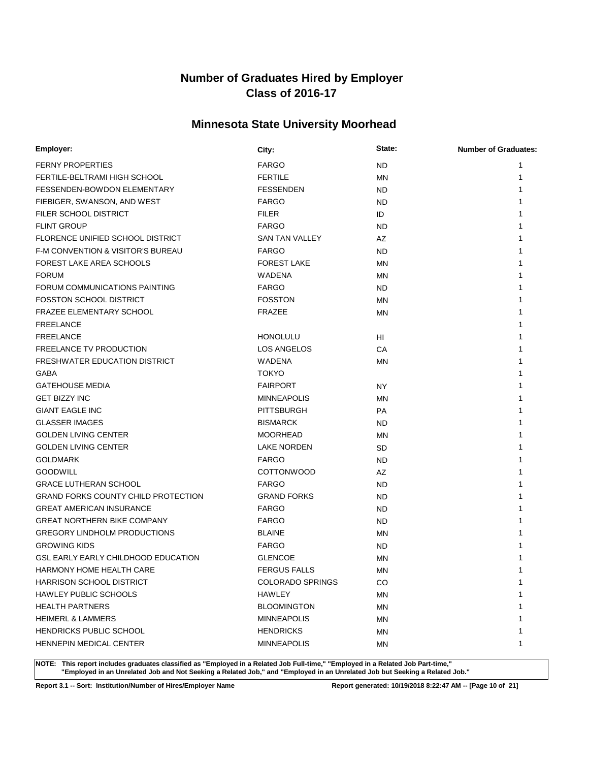# Number of Graduates Hired by Employer
# Class of 2016-17

## Minnesota State University Moorhead

| Employer: | City: | State: | Number of Graduates: |
|---|---|---|---|
| FERNY PROPERTIES | FARGO | ND | 1 |
| FERTILE-BELTRAMI HIGH SCHOOL | FERTILE | MN | 1 |
| FESSENDEN-BOWDON ELEMENTARY | FESSENDEN | ND | 1 |
| FIEBIGER, SWANSON, AND WEST | FARGO | ND | 1 |
| FILER SCHOOL DISTRICT | FILER | ID | 1 |
| FLINT GROUP | FARGO | ND | 1 |
| FLORENCE UNIFIED SCHOOL DISTRICT | SAN TAN VALLEY | AZ | 1 |
| F-M CONVENTION & VISITOR'S BUREAU | FARGO | ND | 1 |
| FOREST LAKE AREA SCHOOLS | FOREST LAKE | MN | 1 |
| FORUM | WADENA | MN | 1 |
| FORUM COMMUNICATIONS PAINTING | FARGO | ND | 1 |
| FOSSTON SCHOOL DISTRICT | FOSSTON | MN | 1 |
| FRAZEE ELEMENTARY SCHOOL | FRAZEE | MN | 1 |
| FREELANCE | | | 1 |
| FREELANCE | HONOLULU | HI | 1 |
| FREELANCE TV PRODUCTION | LOS ANGELOS | CA | 1 |
| FRESHWATER EDUCATION DISTRICT | WADENA | MN | 1 |
| GABA | TOKYO | | 1 |
| GATEHOUSE MEDIA | FAIRPORT | NY | 1 |
| GET BIZZY INC | MINNEAPOLIS | MN | 1 |
| GIANT EAGLE INC | PITTSBURGH | PA | 1 |
| GLASSER IMAGES | BISMARCK | ND | 1 |
| GOLDEN LIVING CENTER | MOORHEAD | MN | 1 |
| GOLDEN LIVING CENTER | LAKE NORDEN | SD | 1 |
| GOLDMARK | FARGO | ND | 1 |
| GOODWILL | COTTONWOOD | AZ | 1 |
| GRACE LUTHERAN SCHOOL | FARGO | ND | 1 |
| GRAND FORKS COUNTY CHILD PROTECTION | GRAND FORKS | ND | 1 |
| GREAT AMERICAN INSURANCE | FARGO | ND | 1 |
| GREAT NORTHERN BIKE COMPANY | FARGO | ND | 1 |
| GREGORY LINDHOLM PRODUCTIONS | BLAINE | MN | 1 |
| GROWING KIDS | FARGO | ND | 1 |
| GSL EARLY EARLY CHILDHOOD EDUCATION | GLENCOE | MN | 1 |
| HARMONY HOME HEALTH CARE | FERGUS FALLS | MN | 1 |
| HARRISON SCHOOL DISTRICT | COLORADO SPRINGS | CO | 1 |
| HAWLEY PUBLIC SCHOOLS | HAWLEY | MN | 1 |
| HEALTH PARTNERS | BLOOMINGTON | MN | 1 |
| HEIMERL & LAMMERS | MINNEAPOLIS | MN | 1 |
| HENDRICKS PUBLIC SCHOOL | HENDRICKS | MN | 1 |
| HENNEPIN MEDICAL CENTER | MINNEAPOLIS | MN | 1 |

**NOTE: This report includes graduates classified as "Employed in a Related Job Full-time," "Employed in a Related Job Part-time," "Employed in an Unrelated Job and Not Seeking a Related Job," and "Employed in an Unrelated Job but Seeking a Related Job."**

**Report 3.1 -- Sort: Institution/Number of Hires/Employer Name** **Report generated: 10/19/2018 8:22:47 AM**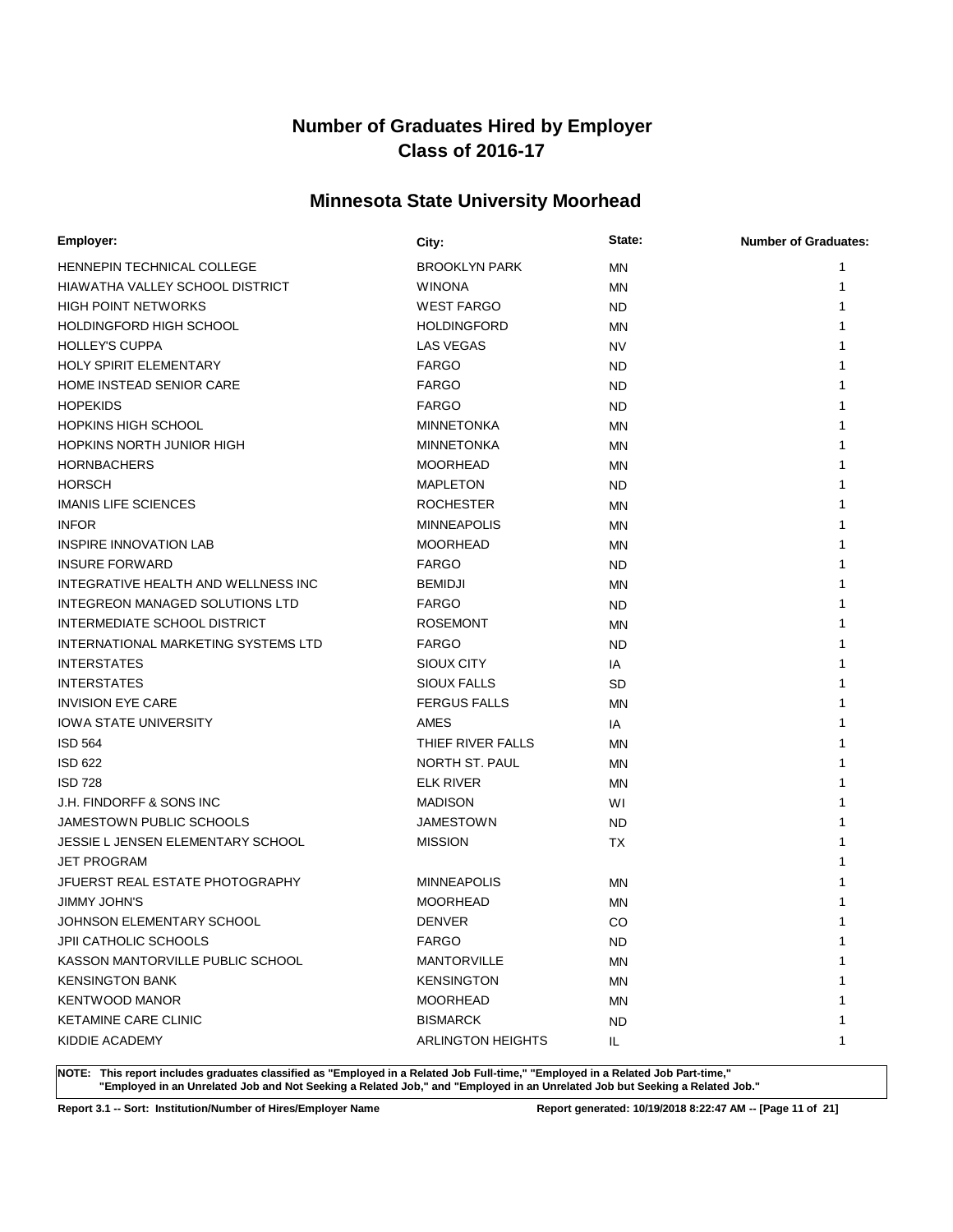# Number of Graduates Hired by Employer
# Class of 2016-17

## Minnesota State University Moorhead

| Employer: | City: | State: | Number of Graduates: |
|---|---|---|---|
| HENNEPIN TECHNICAL COLLEGE | BROOKLYN PARK | MN | 1 |
| HIAWATHA VALLEY SCHOOL DISTRICT | WINONA | MN | 1 |
| HIGH POINT NETWORKS | WEST FARGO | ND | 1 |
| HOLDINGFORD HIGH SCHOOL | HOLDINGFORD | MN | 1 |
| HOLLEY'S CUPPA | LAS VEGAS | NV | 1 |
| HOLY SPIRIT ELEMENTARY | FARGO | ND | 1 |
| HOME INSTEAD SENIOR CARE | FARGO | ND | 1 |
| HOPEKIDS | FARGO | ND | 1 |
| HOPKINS HIGH SCHOOL | MINNETONKA | MN | 1 |
| HOPKINS NORTH JUNIOR HIGH | MINNETONKA | MN | 1 |
| HORNBACHERS | MOORHEAD | MN | 1 |
| HORSCH | MAPLETON | ND | 1 |
| IMANIS LIFE SCIENCES | ROCHESTER | MN | 1 |
| INFOR | MINNEAPOLIS | MN | 1 |
| INSPIRE INNOVATION LAB | MOORHEAD | MN | 1 |
| INSURE FORWARD | FARGO | ND | 1 |
| INTEGRATIVE HEALTH AND WELLNESS INC | BEMIDJI | MN | 1 |
| INTEGREON MANAGED SOLUTIONS LTD | FARGO | ND | 1 |
| INTERMEDIATE SCHOOL DISTRICT | ROSEMONT | MN | 1 |
| INTERNATIONAL MARKETING SYSTEMS LTD | FARGO | ND | 1 |
| INTERSTATES | SIOUX CITY | IA | 1 |
| INTERSTATES | SIOUX FALLS | SD | 1 |
| INVISION EYE CARE | FERGUS FALLS | MN | 1 |
| IOWA STATE UNIVERSITY | AMES | IA | 1 |
| ISD 564 | THIEF RIVER FALLS | MN | 1 |
| ISD 622 | NORTH ST. PAUL | MN | 1 |
| ISD 728 | ELK RIVER | MN | 1 |
| J.H. FINDORFF & SONS INC | MADISON | WI | 1 |
| JAMESTOWN PUBLIC SCHOOLS | JAMESTOWN | ND | 1 |
| JESSIE L JENSEN ELEMENTARY SCHOOL | MISSION | TX | 1 |
| JET PROGRAM | | | 1 |
| JFUERST REAL ESTATE PHOTOGRAPHY | MINNEAPOLIS | MN | 1 |
| JIMMY JOHN'S | MOORHEAD | MN | 1 |
| JOHNSON ELEMENTARY SCHOOL | DENVER | CO | 1 |
| JPII CATHOLIC SCHOOLS | FARGO | ND | 1 |
| KASSON MANTORVILLE PUBLIC SCHOOL | MANTORVILLE | MN | 1 |
| KENSINGTON BANK | KENSINGTON | MN | 1 |
| KENTWOOD MANOR | MOORHEAD | MN | 1 |
| KETAMINE CARE CLINIC | BISMARCK | ND | 1 |
| KIDDIE ACADEMY | ARLINGTON HEIGHTS | IL | 1 |

**NOTE: This report includes graduates classified as "Employed in a Related Job Full-time," "Employed in a Related Job Part-time," "Employed in an Unrelated Job and Not Seeking a Related Job," and "Employed in an Unrelated Job but Seeking a Related Job."**

**Report 3.1 -- Sort: Institution/Number of Hires/Employer Name** **Report generated: 10/19/2018 8:22:47 AM**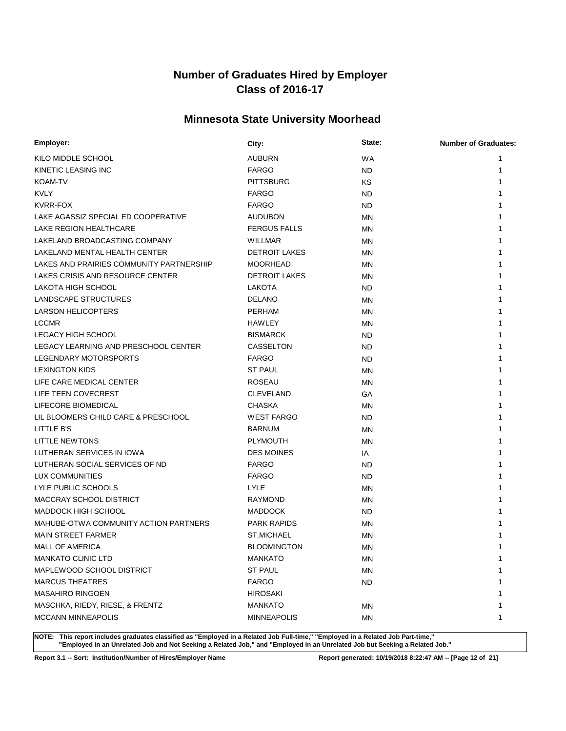# Number of Graduates Hired by Employer
# Class of 2016-17

## Minnesota State University Moorhead

| Employer: | City: | State: | Number of Graduates: |
|---|---|---|---|
| KILO MIDDLE SCHOOL | AUBURN | WA | 1 |
| KINETIC LEASING INC | FARGO | ND | 1 |
| KOAM-TV | PITTSBURG | KS | 1 |
| KVLY | FARGO | ND | 1 |
| KVRR-FOX | FARGO | ND | 1 |
| LAKE AGASSIZ SPECIAL ED COOPERATIVE | AUDUBON | MN | 1 |
| LAKE REGION HEALTHCARE | FERGUS FALLS | MN | 1 |
| LAKELAND BROADCASTING COMPANY | WILLMAR | MN | 1 |
| LAKELAND MENTAL HEALTH CENTER | DETROIT LAKES | MN | 1 |
| LAKES AND PRAIRIES COMMUNITY PARTNERSHIP | MOORHEAD | MN | 1 |
| LAKES CRISIS AND RESOURCE CENTER | DETROIT LAKES | MN | 1 |
| LAKOTA HIGH SCHOOL | LAKOTA | ND | 1 |
| LANDSCAPE STRUCTURES | DELANO | MN | 1 |
| LARSON HELICOPTERS | PERHAM | MN | 1 |
| LCCMR | HAWLEY | MN | 1 |
| LEGACY HIGH SCHOOL | BISMARCK | ND | 1 |
| LEGACY LEARNING AND PRESCHOOL CENTER | CASSELTON | ND | 1 |
| LEGENDARY MOTORSPORTS | FARGO | ND | 1 |
| LEXINGTON KIDS | ST PAUL | MN | 1 |
| LIFE CARE MEDICAL CENTER | ROSEAU | MN | 1 |
| LIFE TEEN COVECREST | CLEVELAND | GA | 1 |
| LIFECORE BIOMEDICAL | CHASKA | MN | 1 |
| LIL BLOOMERS CHILD CARE & PRESCHOOL | WEST FARGO | ND | 1 |
| LITTLE B'S | BARNUM | MN | 1 |
| LITTLE NEWTONS | PLYMOUTH | MN | 1 |
| LUTHERAN SERVICES IN IOWA | DES MOINES | IA | 1 |
| LUTHERAN SOCIAL SERVICES OF ND | FARGO | ND | 1 |
| LUX COMMUNITIES | FARGO | ND | 1 |
| LYLE PUBLIC SCHOOLS | LYLE | MN | 1 |
| MACCRAY SCHOOL DISTRICT | RAYMOND | MN | 1 |
| MADDOCK HIGH SCHOOL | MADDOCK | ND | 1 |
| MAHUBE-OTWA COMMUNITY ACTION PARTNERS | PARK RAPIDS | MN | 1 |
| MAIN STREET FARMER | ST.MICHAEL | MN | 1 |
| MALL OF AMERICA | BLOOMINGTON | MN | 1 |
| MANKATO CLINIC LTD | MANKATO | MN | 1 |
| MAPLEWOOD SCHOOL DISTRICT | ST PAUL | MN | 1 |
| MARCUS THEATRES | FARGO | ND | 1 |
| MASAHIRO RINGOEN | HIROSAKI | | 1 |
| MASCHKA, RIEDY, RIESE, & FRENTZ | MANKATO | MN | 1 |
| MCCANN MINNEAPOLIS | MINNEAPOLIS | MN | 1 |

**NOTE: This report includes graduates classified as "Employed in a Related Job Full-time," "Employed in a Related Job Part-time," "Employed in an Unrelated Job and Not Seeking a Related Job," and "Employed in an Unrelated Job but Seeking a Related Job."**

**Report 3.1 -- Sort: Institution/Number of Hires/Employer Name** **Report generated: 10/19/2018 8:22:47 AM**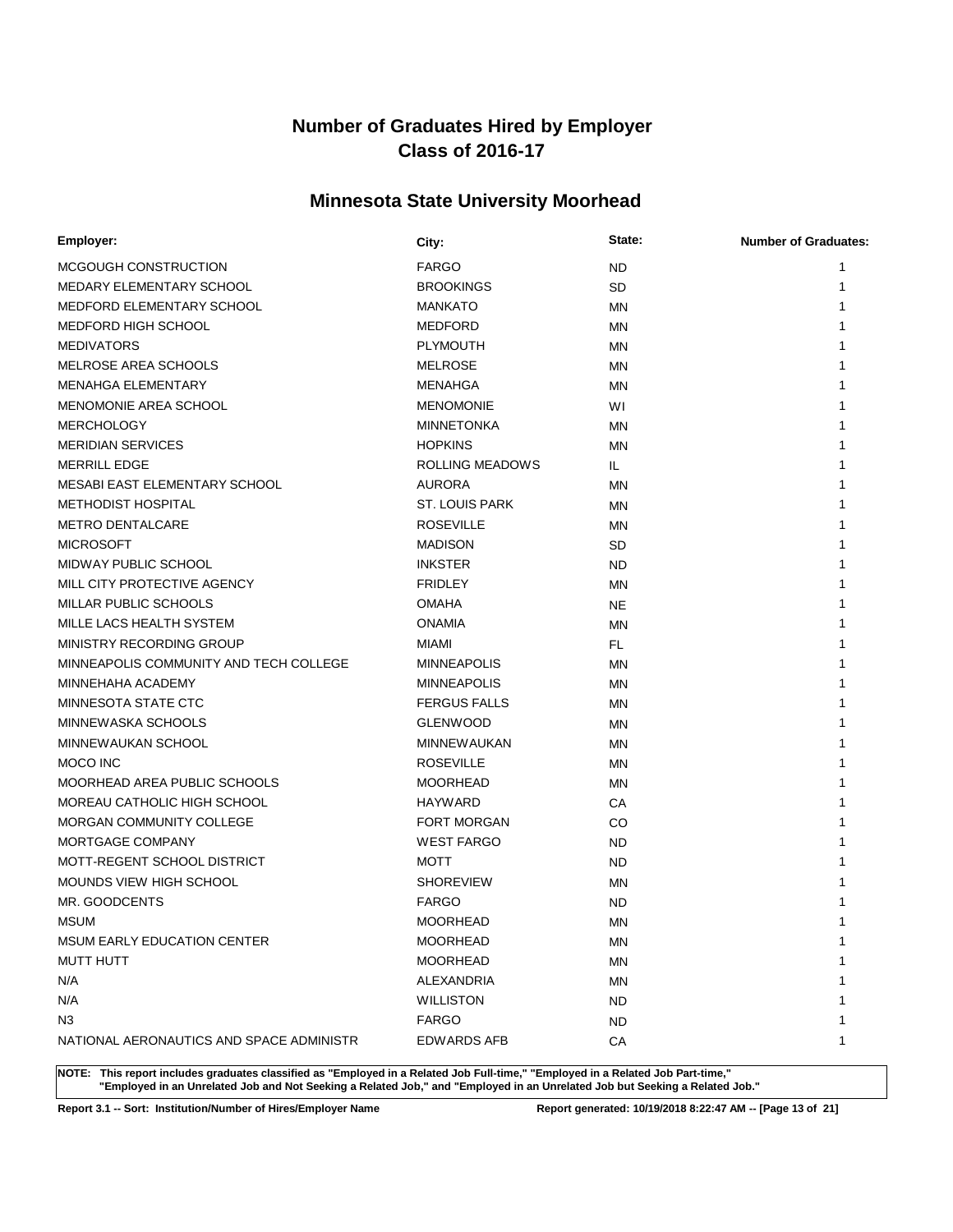# Number of Graduates Hired by Employer
# Class of 2016-17

## Minnesota State University Moorhead

| Employer: | City: | State: | Number of Graduates: |
|---|---|---|---|
| MCGOUGH CONSTRUCTION | FARGO | ND | 1 |
| MEDARY ELEMENTARY SCHOOL | BROOKINGS | SD | 1 |
| MEDFORD ELEMENTARY SCHOOL | MANKATO | MN | 1 |
| MEDFORD HIGH SCHOOL | MEDFORD | MN | 1 |
| MEDIVATORS | PLYMOUTH | MN | 1 |
| MELROSE AREA SCHOOLS | MELROSE | MN | 1 |
| MENAHGA ELEMENTARY | MENAHGA | MN | 1 |
| MENOMONIE AREA SCHOOL | MENOMONIE | WI | 1 |
| MERCHOLOGY | MINNETONKA | MN | 1 |
| MERIDIAN SERVICES | HOPKINS | MN | 1 |
| MERRILL EDGE | ROLLING MEADOWS | IL | 1 |
| MESABI EAST ELEMENTARY SCHOOL | AURORA | MN | 1 |
| METHODIST HOSPITAL | ST. LOUIS PARK | MN | 1 |
| METRO DENTALCARE | ROSEVILLE | MN | 1 |
| MICROSOFT | MADISON | SD | 1 |
| MIDWAY PUBLIC SCHOOL | INKSTER | ND | 1 |
| MILL CITY PROTECTIVE AGENCY | FRIDLEY | MN | 1 |
| MILLAR PUBLIC SCHOOLS | OMAHA | NE | 1 |
| MILLE LACS HEALTH SYSTEM | ONAMIA | MN | 1 |
| MINISTRY RECORDING GROUP | MIAMI | FL | 1 |
| MINNEAPOLIS COMMUNITY AND TECH COLLEGE | MINNEAPOLIS | MN | 1 |
| MINNEHAHA ACADEMY | MINNEAPOLIS | MN | 1 |
| MINNESOTA STATE CTC | FERGUS FALLS | MN | 1 |
| MINNEWASKA SCHOOLS | GLENWOOD | MN | 1 |
| MINNEWAUKAN SCHOOL | MINNEWAUKAN | MN | 1 |
| MOCO INC | ROSEVILLE | MN | 1 |
| MOORHEAD AREA PUBLIC SCHOOLS | MOORHEAD | MN | 1 |
| MOREAU CATHOLIC HIGH SCHOOL | HAYWARD | CA | 1 |
| MORGAN COMMUNITY COLLEGE | FORT MORGAN | CO | 1 |
| MORTGAGE COMPANY | WEST FARGO | ND | 1 |
| MOTT-REGENT SCHOOL DISTRICT | MOTT | ND | 1 |
| MOUNDS VIEW HIGH SCHOOL | SHOREVIEW | MN | 1 |
| MR. GOODCENTS | FARGO | ND | 1 |
| MSUM | MOORHEAD | MN | 1 |
| MSUM EARLY EDUCATION CENTER | MOORHEAD | MN | 1 |
| MUTT HUTT | MOORHEAD | MN | 1 |
| N/A | ALEXANDRIA | MN | 1 |
| N/A | WILLISTON | ND | 1 |
| N3 | FARGO | ND | 1 |
| NATIONAL AERONAUTICS AND SPACE ADMINISTR | EDWARDS AFB | CA | 1 |

**NOTE: This report includes graduates classified as "Employed in a Related Job Full-time," "Employed in a Related Job Part-time," "Employed in an Unrelated Job and Not Seeking a Related Job," and "Employed in an Unrelated Job but Seeking a Related Job."**

**Report 3.1 -- Sort: Institution/Number of Hires/Employer Name** **Report generated: 10/19/2018 8:22:47 AM**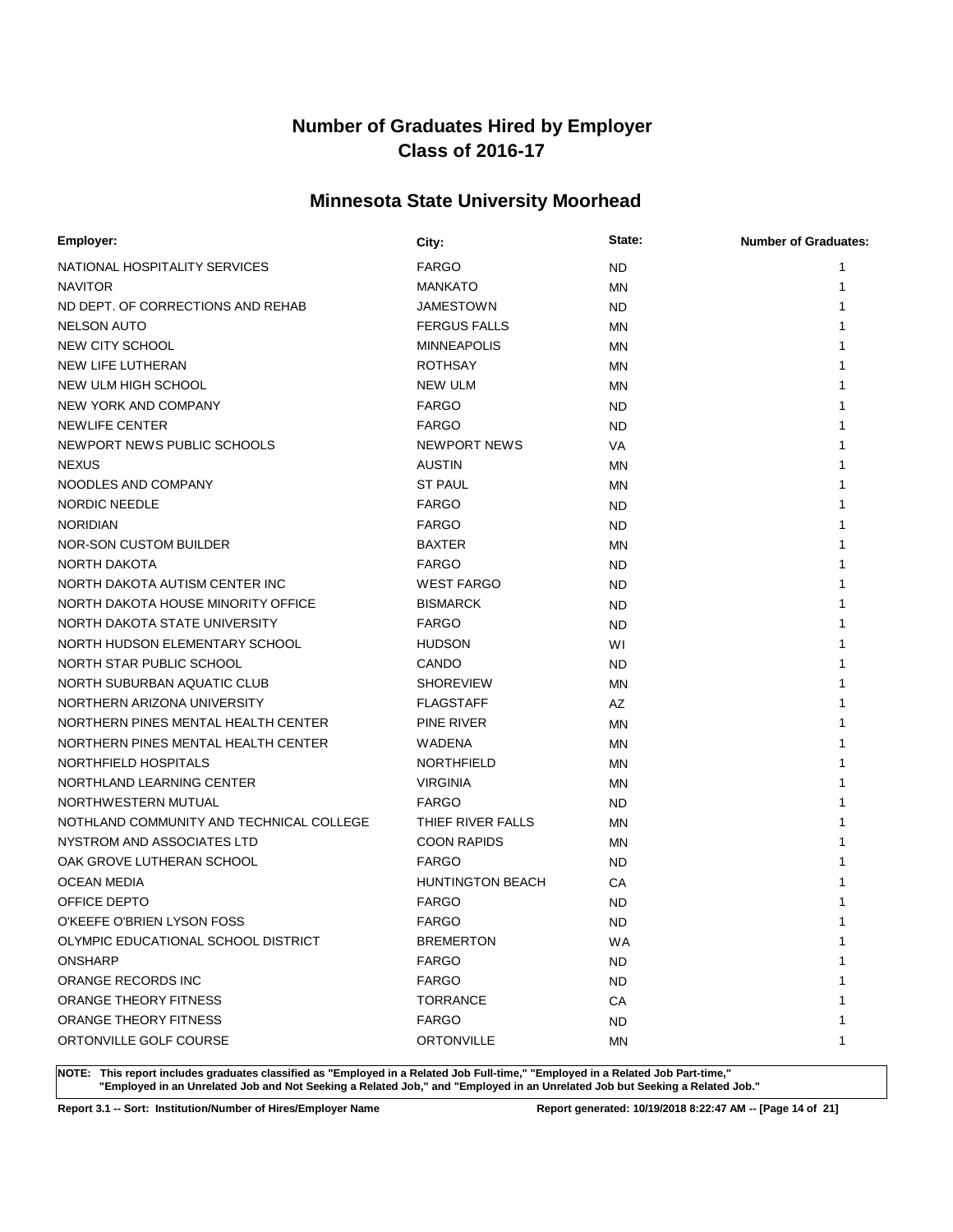# Number of Graduates Hired by Employer
# Class of 2016-17

## Minnesota State University Moorhead

| Employer: | City: | State: | Number of Graduates: |
|---|---|---|---|
| NATIONAL HOSPITALITY SERVICES | FARGO | ND | 1 |
| NAVITOR | MANKATO | MN | 1 |
| ND DEPT. OF CORRECTIONS AND REHAB | JAMESTOWN | ND | 1 |
| NELSON AUTO | FERGUS FALLS | MN | 1 |
| NEW CITY SCHOOL | MINNEAPOLIS | MN | 1 |
| NEW LIFE LUTHERAN | ROTHSAY | MN | 1 |
| NEW ULM HIGH SCHOOL | NEW ULM | MN | 1 |
| NEW YORK AND COMPANY | FARGO | ND | 1 |
| NEWLIFE CENTER | FARGO | ND | 1 |
| NEWPORT NEWS PUBLIC SCHOOLS | NEWPORT NEWS | VA | 1 |
| NEXUS | AUSTIN | MN | 1 |
| NOODLES AND COMPANY | ST PAUL | MN | 1 |
| NORDIC NEEDLE | FARGO | ND | 1 |
| NORIDIAN | FARGO | ND | 1 |
| NOR-SON CUSTOM BUILDER | BAXTER | MN | 1 |
| NORTH DAKOTA | FARGO | ND | 1 |
| NORTH DAKOTA AUTISM CENTER INC | WEST FARGO | ND | 1 |
| NORTH DAKOTA HOUSE MINORITY OFFICE | BISMARCK | ND | 1 |
| NORTH DAKOTA STATE UNIVERSITY | FARGO | ND | 1 |
| NORTH HUDSON ELEMENTARY SCHOOL | HUDSON | WI | 1 |
| NORTH STAR PUBLIC SCHOOL | CANDO | ND | 1 |
| NORTH SUBURBAN AQUATIC CLUB | SHOREVIEW | MN | 1 |
| NORTHERN ARIZONA UNIVERSITY | FLAGSTAFF | AZ | 1 |
| NORTHERN PINES MENTAL HEALTH CENTER | PINE RIVER | MN | 1 |
| NORTHERN PINES MENTAL HEALTH CENTER | WADENA | MN | 1 |
| NORTHFIELD HOSPITALS | NORTHFIELD | MN | 1 |
| NORTHLAND LEARNING CENTER | VIRGINIA | MN | 1 |
| NORTHWESTERN MUTUAL | FARGO | ND | 1 |
| NOTHLAND COMMUNITY AND TECHNICAL COLLEGE | THIEF RIVER FALLS | MN | 1 |
| NYSTROM AND ASSOCIATES LTD | COON RAPIDS | MN | 1 |
| OAK GROVE LUTHERAN SCHOOL | FARGO | ND | 1 |
| OCEAN MEDIA | HUNTINGTON BEACH | CA | 1 |
| OFFICE DEPTO | FARGO | ND | 1 |
| O'KEEFE O'BRIEN LYSON FOSS | FARGO | ND | 1 |
| OLYMPIC EDUCATIONAL SCHOOL DISTRICT | BREMERTON | WA | 1 |
| ONSHARP | FARGO | ND | 1 |
| ORANGE RECORDS INC | FARGO | ND | 1 |
| ORANGE THEORY FITNESS | TORRANCE | CA | 1 |
| ORANGE THEORY FITNESS | FARGO | ND | 1 |
| ORTONVILLE GOLF COURSE | ORTONVILLE | MN | 1 |

**NOTE: This report includes graduates classified as "Employed in a Related Job Full-time," "Employed in a Related Job Part-time," "Employed in an Unrelated Job and Not Seeking a Related Job," and "Employed in an Unrelated Job but Seeking a Related Job."**

**Report 3.1 -- Sort: Institution/Number of Hires/Employer Name** **Report generated: 10/19/2018 8:22:47 AM**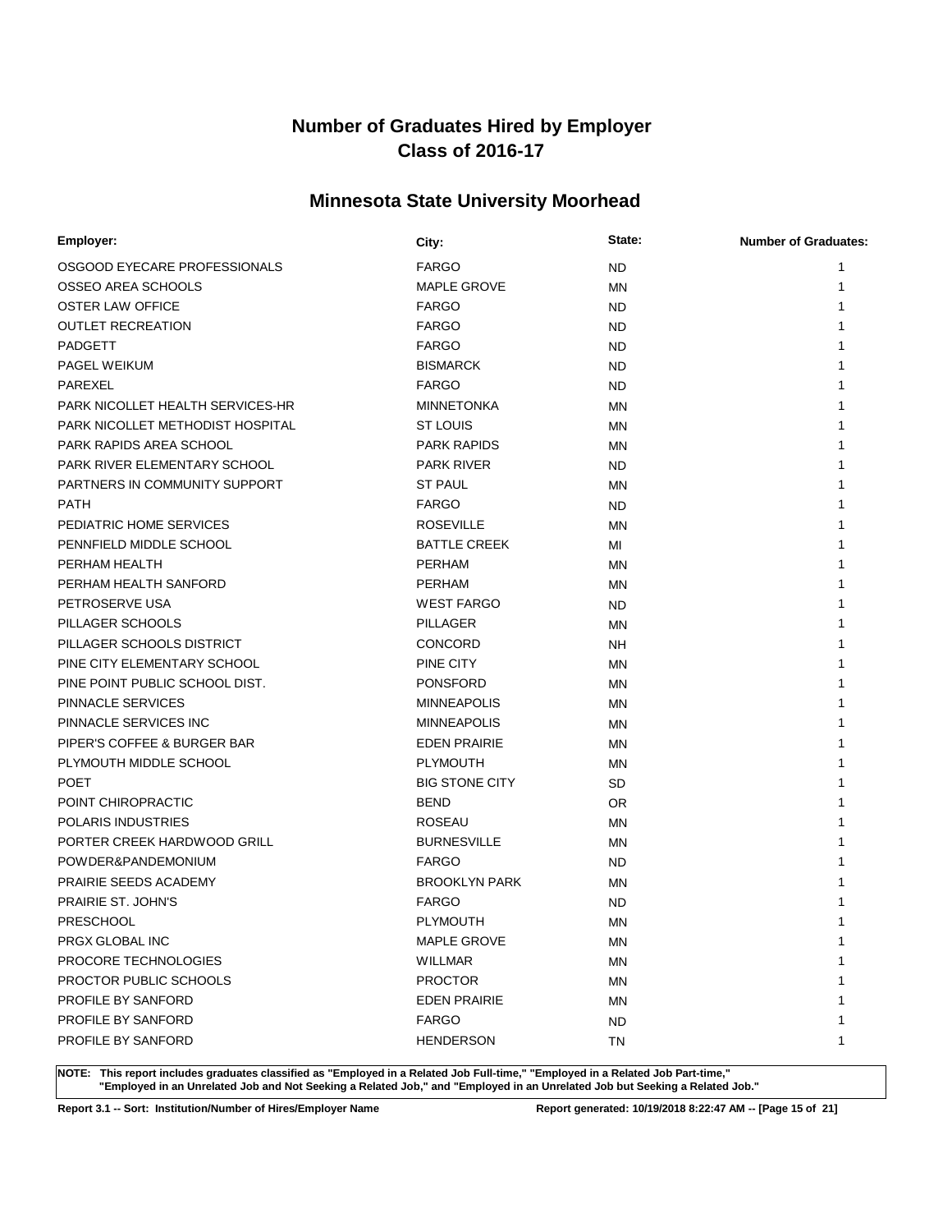# Number of Graduates Hired by Employer
# Class of 2016-17

## Minnesota State University Moorhead

| Employer: | City: | State: | Number of Graduates: |
|---|---|---|---|
| OSGOOD EYECARE PROFESSIONALS | FARGO | ND | 1 |
| OSSEO AREA SCHOOLS | MAPLE GROVE | MN | 1 |
| OSTER LAW OFFICE | FARGO | ND | 1 |
| OUTLET RECREATION | FARGO | ND | 1 |
| PADGETT | FARGO | ND | 1 |
| PAGEL WEIKUM | BISMARCK | ND | 1 |
| PAREXEL | FARGO | ND | 1 |
| PARK NICOLLET HEALTH SERVICES-HR | MINNETONKA | MN | 1 |
| PARK NICOLLET METHODIST HOSPITAL | ST LOUIS | MN | 1 |
| PARK RAPIDS AREA SCHOOL | PARK RAPIDS | MN | 1 |
| PARK RIVER ELEMENTARY SCHOOL | PARK RIVER | ND | 1 |
| PARTNERS IN COMMUNITY SUPPORT | ST PAUL | MN | 1 |
| PATH | FARGO | ND | 1 |
| PEDIATRIC HOME SERVICES | ROSEVILLE | MN | 1 |
| PENNFIELD MIDDLE SCHOOL | BATTLE CREEK | MI | 1 |
| PERHAM HEALTH | PERHAM | MN | 1 |
| PERHAM HEALTH SANFORD | PERHAM | MN | 1 |
| PETROSERVE USA | WEST FARGO | ND | 1 |
| PILLAGER SCHOOLS | PILLAGER | MN | 1 |
| PILLAGER SCHOOLS DISTRICT | CONCORD | NH | 1 |
| PINE CITY ELEMENTARY SCHOOL | PINE CITY | MN | 1 |
| PINE POINT PUBLIC SCHOOL DIST. | PONSFORD | MN | 1 |
| PINNACLE SERVICES | MINNEAPOLIS | MN | 1 |
| PINNACLE SERVICES INC | MINNEAPOLIS | MN | 1 |
| PIPER'S COFFEE & BURGER BAR | EDEN PRAIRIE | MN | 1 |
| PLYMOUTH MIDDLE SCHOOL | PLYMOUTH | MN | 1 |
| POET | BIG STONE CITY | SD | 1 |
| POINT CHIROPRACTIC | BEND | OR | 1 |
| POLARIS INDUSTRIES | ROSEAU | MN | 1 |
| PORTER CREEK HARDWOOD GRILL | BURNESVILLE | MN | 1 |
| POWDER&PANDEMONIUM | FARGO | ND | 1 |
| PRAIRIE SEEDS ACADEMY | BROOKLYN PARK | MN | 1 |
| PRAIRIE ST. JOHN'S | FARGO | ND | 1 |
| PRESCHOOL | PLYMOUTH | MN | 1 |
| PRGX GLOBAL INC | MAPLE GROVE | MN | 1 |
| PROCORE TECHNOLOGIES | WILLMAR | MN | 1 |
| PROCTOR PUBLIC SCHOOLS | PROCTOR | MN | 1 |
| PROFILE BY SANFORD | EDEN PRAIRIE | MN | 1 |
| PROFILE BY SANFORD | FARGO | ND | 1 |
| PROFILE BY SANFORD | HENDERSON | TN | 1 |

**NOTE: This report includes graduates classified as "Employed in a Related Job Full-time," "Employed in a Related Job Part-time," "Employed in an Unrelated Job and Not Seeking a Related Job," and "Employed in an Unrelated Job but Seeking a Related Job."**

**Report 3.1 -- Sort: Institution/Number of Hires/Employer Name** **Report generated: 10/19/2018 8:22:47 AM**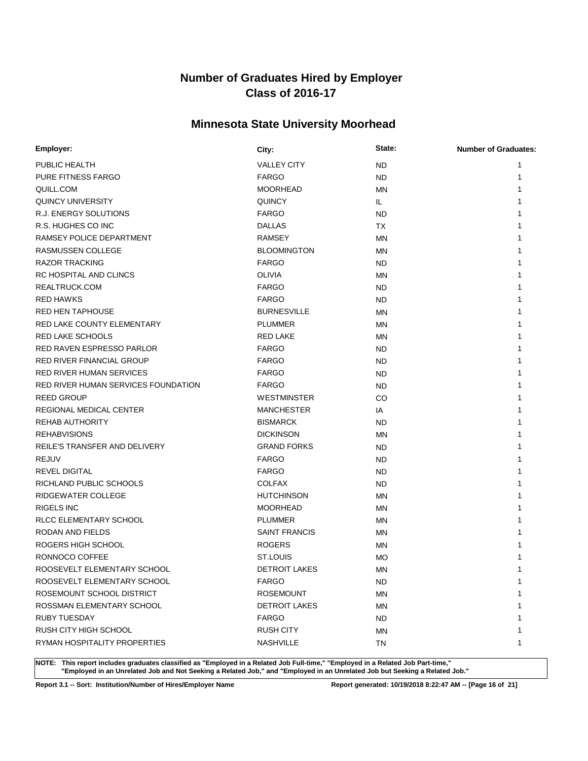# Number of Graduates Hired by Employer
# Class of 2016-17

## Minnesota State University Moorhead

| Employer: | City: | State: | Number of Graduates: |
|---|---|---|---|
| PUBLIC HEALTH | VALLEY CITY | ND | 1 |
| PURE FITNESS FARGO | FARGO | ND | 1 |
| QUILL.COM | MOORHEAD | MN | 1 |
| QUINCY UNIVERSITY | QUINCY | IL | 1 |
| R.J. ENERGY SOLUTIONS | FARGO | ND | 1 |
| R.S. HUGHES CO INC | DALLAS | TX | 1 |
| RAMSEY POLICE DEPARTMENT | RAMSEY | MN | 1 |
| RASMUSSEN COLLEGE | BLOOMINGTON | MN | 1 |
| RAZOR TRACKING | FARGO | ND | 1 |
| RC HOSPITAL AND CLINCS | OLIVIA | MN | 1 |
| REALTRUCK.COM | FARGO | ND | 1 |
| RED HAWKS | FARGO | ND | 1 |
| RED HEN TAPHOUSE | BURNESVILLE | MN | 1 |
| RED LAKE COUNTY ELEMENTARY | PLUMMER | MN | 1 |
| RED LAKE SCHOOLS | RED LAKE | MN | 1 |
| RED RAVEN ESPRESSO PARLOR | FARGO | ND | 1 |
| RED RIVER FINANCIAL GROUP | FARGO | ND | 1 |
| RED RIVER HUMAN SERVICES | FARGO | ND | 1 |
| RED RIVER HUMAN SERVICES FOUNDATION | FARGO | ND | 1 |
| REED GROUP | WESTMINSTER | CO | 1 |
| REGIONAL MEDICAL CENTER | MANCHESTER | IA | 1 |
| REHAB AUTHORITY | BISMARCK | ND | 1 |
| REHABVISIONS | DICKINSON | MN | 1 |
| REILE'S TRANSFER AND DELIVERY | GRAND FORKS | ND | 1 |
| REJUV | FARGO | ND | 1 |
| REVEL DIGITAL | FARGO | ND | 1 |
| RICHLAND PUBLIC SCHOOLS | COLFAX | ND | 1 |
| RIDGEWATER COLLEGE | HUTCHINSON | MN | 1 |
| RIGELS INC | MOORHEAD | MN | 1 |
| RLCC ELEMENTARY SCHOOL | PLUMMER | MN | 1 |
| RODAN AND FIELDS | SAINT FRANCIS | MN | 1 |
| ROGERS HIGH SCHOOL | ROGERS | MN | 1 |
| RONNOCO COFFEE | ST.LOUIS | MO | 1 |
| ROOSEVELT ELEMENTARY SCHOOL | DETROIT LAKES | MN | 1 |
| ROOSEVELT ELEMENTARY SCHOOL | FARGO | ND | 1 |
| ROSEMOUNT SCHOOL DISTRICT | ROSEMOUNT | MN | 1 |
| ROSSMAN ELEMENTARY SCHOOL | DETROIT LAKES | MN | 1 |
| RUBY TUESDAY | FARGO | ND | 1 |
| RUSH CITY HIGH SCHOOL | RUSH CITY | MN | 1 |
| RYMAN HOSPITALITY PROPERTIES | NASHVILLE | TN | 1 |

**NOTE: This report includes graduates classified as "Employed in a Related Job Full-time," "Employed in a Related Job Part-time," "Employed in an Unrelated Job and Not Seeking a Related Job," and "Employed in an Unrelated Job but Seeking a Related Job."**

**Report 3.1 -- Sort: Institution/Number of Hires/Employer Name** **Report generated: 10/19/2018 8:22:47 AM**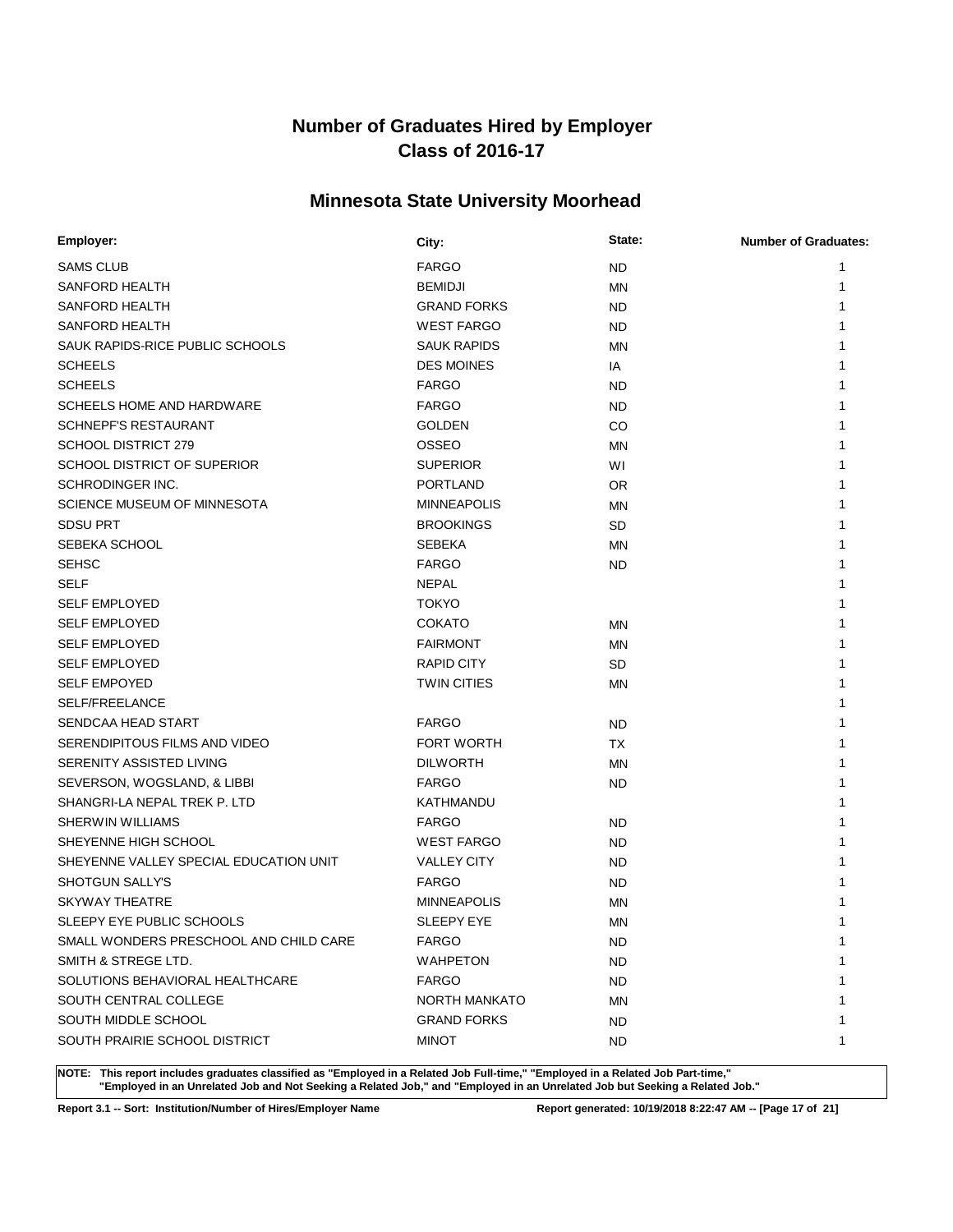# Number of Graduates Hired by Employer
# Class of 2016-17

## Minnesota State University Moorhead

| Employer: | City: | State: | Number of Graduates: |
|---|---|---|---|
| SAMS CLUB | FARGO | ND | 1 |
| SANFORD HEALTH | BEMIDJI | MN | 1 |
| SANFORD HEALTH | GRAND FORKS | ND | 1 |
| SANFORD HEALTH | WEST FARGO | ND | 1 |
| SAUK RAPIDS-RICE PUBLIC SCHOOLS | SAUK RAPIDS | MN | 1 |
| SCHEELS | DES MOINES | IA | 1 |
| SCHEELS | FARGO | ND | 1 |
| SCHEELS HOME AND HARDWARE | FARGO | ND | 1 |
| SCHNEPF'S RESTAURANT | GOLDEN | CO | 1 |
| SCHOOL DISTRICT 279 | OSSEO | MN | 1 |
| SCHOOL DISTRICT OF SUPERIOR | SUPERIOR | WI | 1 |
| SCHRODINGER INC. | PORTLAND | OR | 1 |
| SCIENCE MUSEUM OF MINNESOTA | MINNEAPOLIS | MN | 1 |
| SDSU PRT | BROOKINGS | SD | 1 |
| SEBEKA SCHOOL | SEBEKA | MN | 1 |
| SEHSC | FARGO | ND | 1 |
| SELF | NEPAL | | 1 |
| SELF EMPLOYED | TOKYO | | 1 |
| SELF EMPLOYED | COKATO | MN | 1 |
| SELF EMPLOYED | FAIRMONT | MN | 1 |
| SELF EMPLOYED | RAPID CITY | SD | 1 |
| SELF EMPOYED | TWIN CITIES | MN | 1 |
| SELF/FREELANCE | | | 1 |
| SENDCAA HEAD START | FARGO | ND | 1 |
| SERENDIPITOUS FILMS AND VIDEO | FORT WORTH | TX | 1 |
| SERENITY ASSISTED LIVING | DILWORTH | MN | 1 |
| SEVERSON, WOGSLAND, & LIBBI | FARGO | ND | 1 |
| SHANGRI-LA NEPAL TREK P. LTD | KATHMANDU | | 1 |
| SHERWIN WILLIAMS | FARGO | ND | 1 |
| SHEYENNE HIGH SCHOOL | WEST FARGO | ND | 1 |
| SHEYENNE VALLEY SPECIAL EDUCATION UNIT | VALLEY CITY | ND | 1 |
| SHOTGUN SALLY'S | FARGO | ND | 1 |
| SKYWAY THEATRE | MINNEAPOLIS | MN | 1 |
| SLEEPY EYE PUBLIC SCHOOLS | SLEEPY EYE | MN | 1 |
| SMALL WONDERS PRESCHOOL AND CHILD CARE | FARGO | ND | 1 |
| SMITH & STREGE LTD. | WAHPETON | ND | 1 |
| SOLUTIONS BEHAVIORAL HEALTHCARE | FARGO | ND | 1 |
| SOUTH CENTRAL COLLEGE | NORTH MANKATO | MN | 1 |
| SOUTH MIDDLE SCHOOL | GRAND FORKS | ND | 1 |
| SOUTH PRAIRIE SCHOOL DISTRICT | MINOT | ND | 1 |

**NOTE: This report includes graduates classified as "Employed in a Related Job Full-time," "Employed in a Related Job Part-time," "Employed in an Unrelated Job and Not Seeking a Related Job," and "Employed in an Unrelated Job but Seeking a Related Job."**

**Report 3.1 -- Sort: Institution/Number of Hires/Employer Name**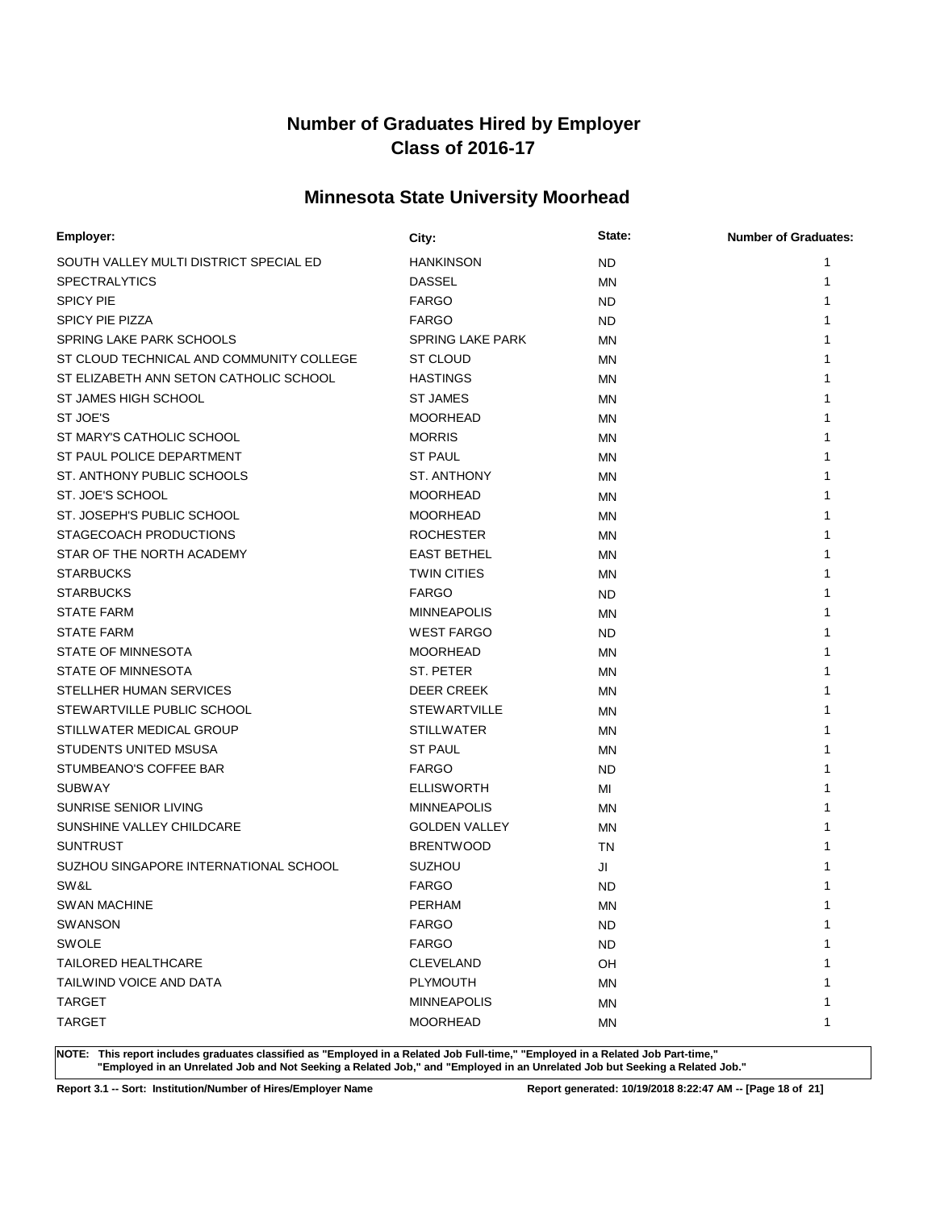# Number of Graduates Hired by Employer
# Class of 2016-17

## Minnesota State University Moorhead

| Employer: | City: | State: | Number of Graduates: |
|---|---|---|---|
| SOUTH VALLEY MULTI DISTRICT SPECIAL ED | HANKINSON | ND | 1 |
| SPECTRALYTICS | DASSEL | MN | 1 |
| SPICY PIE | FARGO | ND | 1 |
| SPICY PIE PIZZA | FARGO | ND | 1 |
| SPRING LAKE PARK SCHOOLS | SPRING LAKE PARK | MN | 1 |
| ST CLOUD TECHNICAL AND COMMUNITY COLLEGE | ST CLOUD | MN | 1 |
| ST ELIZABETH ANN SETON CATHOLIC SCHOOL | HASTINGS | MN | 1 |
| ST JAMES HIGH SCHOOL | ST JAMES | MN | 1 |
| ST JOE'S | MOORHEAD | MN | 1 |
| ST MARY'S CATHOLIC SCHOOL | MORRIS | MN | 1 |
| ST PAUL POLICE DEPARTMENT | ST PAUL | MN | 1 |
| ST. ANTHONY PUBLIC SCHOOLS | ST. ANTHONY | MN | 1 |
| ST. JOE'S SCHOOL | MOORHEAD | MN | 1 |
| ST. JOSEPH'S PUBLIC SCHOOL | MOORHEAD | MN | 1 |
| STAGECOACH PRODUCTIONS | ROCHESTER | MN | 1 |
| STAR OF THE NORTH ACADEMY | EAST BETHEL | MN | 1 |
| STARBUCKS | TWIN CITIES | MN | 1 |
| STARBUCKS | FARGO | ND | 1 |
| STATE FARM | MINNEAPOLIS | MN | 1 |
| STATE FARM | WEST FARGO | ND | 1 |
| STATE OF MINNESOTA | MOORHEAD | MN | 1 |
| STATE OF MINNESOTA | ST. PETER | MN | 1 |
| STELLHER HUMAN SERVICES | DEER CREEK | MN | 1 |
| STEWARTVILLE PUBLIC SCHOOL | STEWARTVILLE | MN | 1 |
| STILLWATER MEDICAL GROUP | STILLWATER | MN | 1 |
| STUDENTS UNITED MSUSA | ST PAUL | MN | 1 |
| STUMBEANO'S COFFEE BAR | FARGO | ND | 1 |
| SUBWAY | ELLISWORTH | MI | 1 |
| SUNRISE SENIOR LIVING | MINNEAPOLIS | MN | 1 |
| SUNSHINE VALLEY CHILDCARE | GOLDEN VALLEY | MN | 1 |
| SUNTRUST | BRENTWOOD | TN | 1 |
| SUZHOU SINGAPORE INTERNATIONAL SCHOOL | SUZHOU | JI | 1 |
| SW&L | FARGO | ND | 1 |
| SWAN MACHINE | PERHAM | MN | 1 |
| SWANSON | FARGO | ND | 1 |
| SWOLE | FARGO | ND | 1 |
| TAILORED HEALTHCARE | CLEVELAND | OH | 1 |
| TAILWIND VOICE AND DATA | PLYMOUTH | MN | 1 |
| TARGET | MINNEAPOLIS | MN | 1 |
| TARGET | MOORHEAD | MN | 1 |

**NOTE: This report includes graduates classified as "Employed in a Related Job Full-time," "Employed in a Related Job Part-time," "Employed in an Unrelated Job and Not Seeking a Related Job," and "Employed in an Unrelated Job but Seeking a Related Job."**

**Report 3.1 -- Sort: Institution/Number of Hires/Employer Name** **Report generated: 10/19/2018 8:22:47 AM**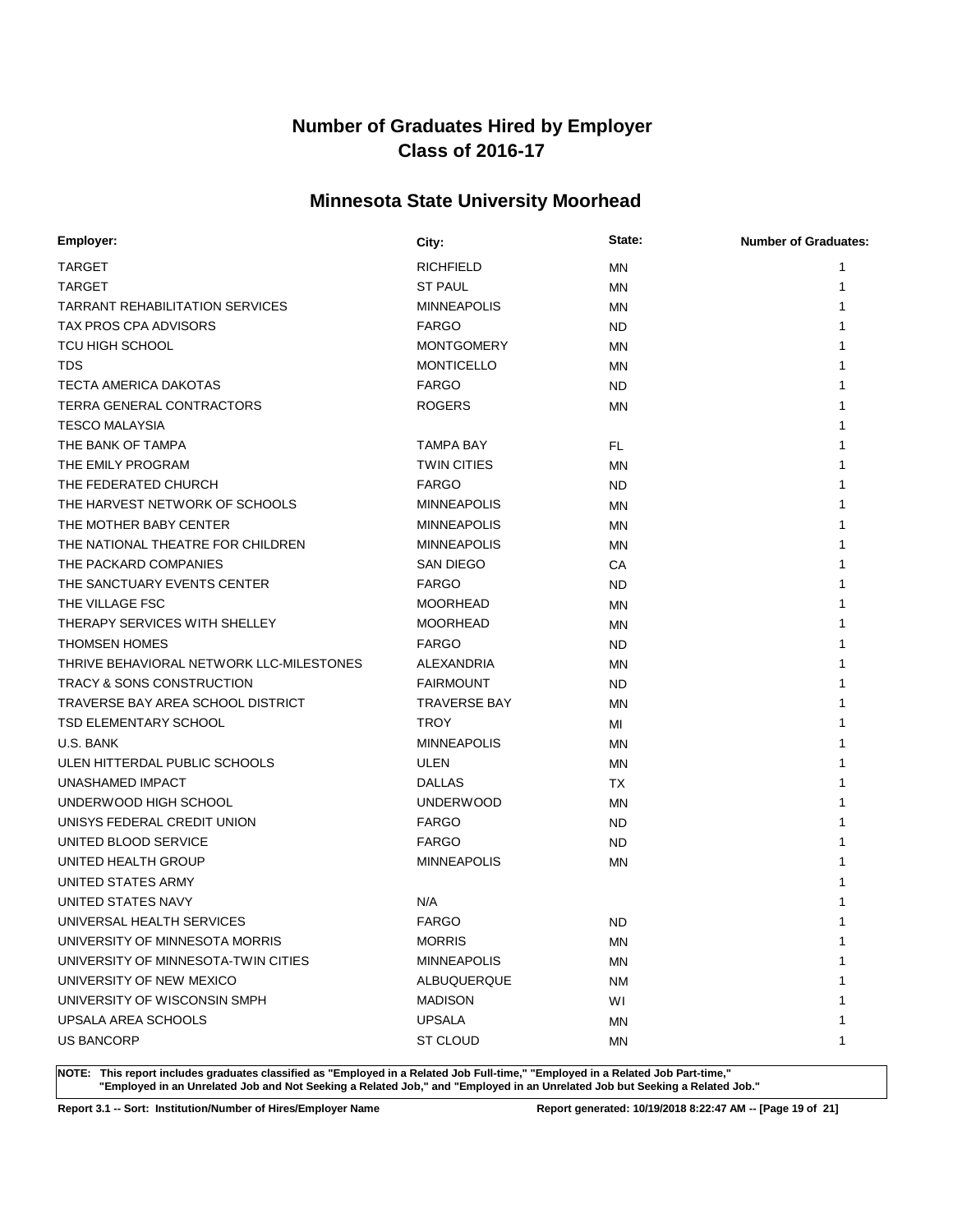# Number of Graduates Hired by Employer
# Class of 2016-17

## Minnesota State University Moorhead

| Employer: | City: | State: | Number of Graduates: |
|---|---|---|---|
| TARGET | RICHFIELD | MN | 1 |
| TARGET | ST PAUL | MN | 1 |
| TARRANT REHABILITATION SERVICES | MINNEAPOLIS | MN | 1 |
| TAX PROS CPA ADVISORS | FARGO | ND | 1 |
| TCU HIGH SCHOOL | MONTGOMERY | MN | 1 |
| TDS | MONTICELLO | MN | 1 |
| TECTA AMERICA DAKOTAS | FARGO | ND | 1 |
| TERRA GENERAL CONTRACTORS | ROGERS | MN | 1 |
| TESCO MALAYSIA | | | 1 |
| THE BANK OF TAMPA | TAMPA BAY | FL | 1 |
| THE EMILY PROGRAM | TWIN CITIES | MN | 1 |
| THE FEDERATED CHURCH | FARGO | ND | 1 |
| THE HARVEST NETWORK OF SCHOOLS | MINNEAPOLIS | MN | 1 |
| THE MOTHER BABY CENTER | MINNEAPOLIS | MN | 1 |
| THE NATIONAL THEATRE FOR CHILDREN | MINNEAPOLIS | MN | 1 |
| THE PACKARD COMPANIES | SAN DIEGO | CA | 1 |
| THE SANCTUARY EVENTS CENTER | FARGO | ND | 1 |
| THE VILLAGE FSC | MOORHEAD | MN | 1 |
| THERAPY SERVICES WITH SHELLEY | MOORHEAD | MN | 1 |
| THOMSEN HOMES | FARGO | ND | 1 |
| THRIVE BEHAVIORAL NETWORK LLC-MILESTONES | ALEXANDRIA | MN | 1 |
| TRACY & SONS CONSTRUCTION | FAIRMOUNT | ND | 1 |
| TRAVERSE BAY AREA SCHOOL DISTRICT | TRAVERSE BAY | MN | 1 |
| TSD ELEMENTARY SCHOOL | TROY | MI | 1 |
| U.S. BANK | MINNEAPOLIS | MN | 1 |
| ULEN HITTERDAL PUBLIC SCHOOLS | ULEN | MN | 1 |
| UNASHAMED IMPACT | DALLAS | TX | 1 |
| UNDERWOOD HIGH SCHOOL | UNDERWOOD | MN | 1 |
| UNISYS FEDERAL CREDIT UNION | FARGO | ND | 1 |
| UNITED BLOOD SERVICE | FARGO | ND | 1 |
| UNITED HEALTH GROUP | MINNEAPOLIS | MN | 1 |
| UNITED STATES ARMY | | | 1 |
| UNITED STATES NAVY | N/A | | 1 |
| UNIVERSAL HEALTH SERVICES | FARGO | ND | 1 |
| UNIVERSITY OF MINNESOTA MORRIS | MORRIS | MN | 1 |
| UNIVERSITY OF MINNESOTA-TWIN CITIES | MINNEAPOLIS | MN | 1 |
| UNIVERSITY OF NEW MEXICO | ALBUQUERQUE | NM | 1 |
| UNIVERSITY OF WISCONSIN SMPH | MADISON | WI | 1 |
| UPSALA AREA SCHOOLS | UPSALA | MN | 1 |
| US BANCORP | ST CLOUD | MN | 1 |

**NOTE: This report includes graduates classified as "Employed in a Related Job Full-time," "Employed in a Related Job Part-time," "Employed in an Unrelated Job and Not Seeking a Related Job," and "Employed in an Unrelated Job but Seeking a Related Job."**

**Report 3.1 -- Sort: Institution/Number of Hires/Employer Name** **Report generated: 10/19/2018 8:22:47 AM**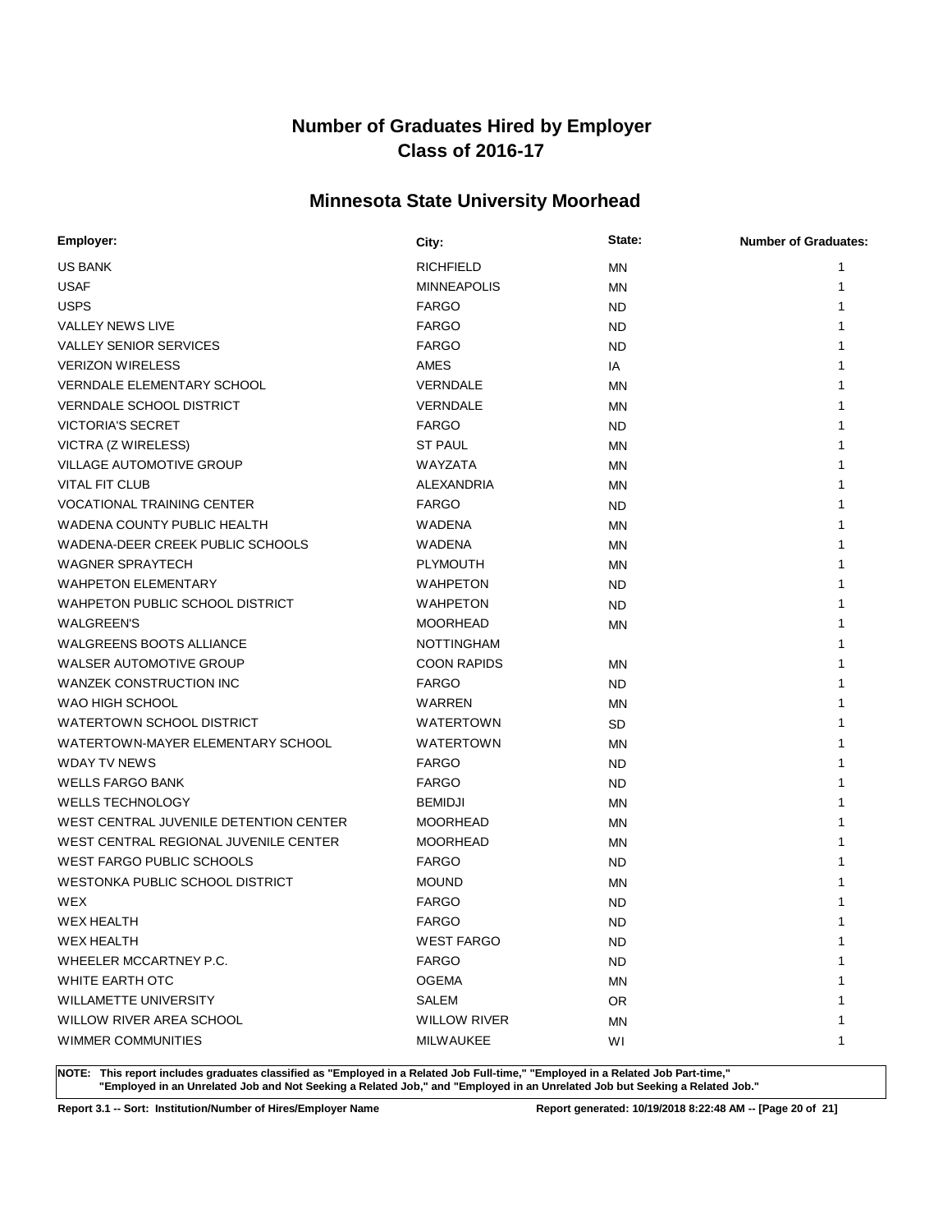# Number of Graduates Hired by Employer
# Class of 2016-17

## Minnesota State University Moorhead

| Employer: | City: | State: | Number of Graduates: |
|---|---|---|---|
| US BANK | RICHFIELD | MN | 1 |
| USAF | MINNEAPOLIS | MN | 1 |
| USPS | FARGO | ND | 1 |
| VALLEY NEWS LIVE | FARGO | ND | 1 |
| VALLEY SENIOR SERVICES | FARGO | ND | 1 |
| VERIZON WIRELESS | AMES | IA | 1 |
| VERNDALE ELEMENTARY SCHOOL | VERNDALE | MN | 1 |
| VERNDALE SCHOOL DISTRICT | VERNDALE | MN | 1 |
| VICTORIA'S SECRET | FARGO | ND | 1 |
| VICTRA (Z WIRELESS) | ST PAUL | MN | 1 |
| VILLAGE AUTOMOTIVE GROUP | WAYZATA | MN | 1 |
| VITAL FIT CLUB | ALEXANDRIA | MN | 1 |
| VOCATIONAL TRAINING CENTER | FARGO | ND | 1 |
| WADENA COUNTY PUBLIC HEALTH | WADENA | MN | 1 |
| WADENA-DEER CREEK PUBLIC SCHOOLS | WADENA | MN | 1 |
| WAGNER SPRAYTECH | PLYMOUTH | MN | 1 |
| WAHPETON ELEMENTARY | WAHPETON | ND | 1 |
| WAHPETON PUBLIC SCHOOL DISTRICT | WAHPETON | ND | 1 |
| WALGREEN'S | MOORHEAD | MN | 1 |
| WALGREENS BOOTS ALLIANCE | NOTTINGHAM | | 1 |
| WALSER AUTOMOTIVE GROUP | COON RAPIDS | MN | 1 |
| WANZEK CONSTRUCTION INC | FARGO | ND | 1 |
| WAO HIGH SCHOOL | WARREN | MN | 1 |
| WATERTOWN SCHOOL DISTRICT | WATERTOWN | SD | 1 |
| WATERTOWN-MAYER ELEMENTARY SCHOOL | WATERTOWN | MN | 1 |
| WDAY TV NEWS | FARGO | ND | 1 |
| WELLS FARGO BANK | FARGO | ND | 1 |
| WELLS TECHNOLOGY | BEMIDJI | MN | 1 |
| WEST CENTRAL JUVENILE DETENTION CENTER | MOORHEAD | MN | 1 |
| WEST CENTRAL REGIONAL JUVENILE CENTER | MOORHEAD | MN | 1 |
| WEST FARGO PUBLIC SCHOOLS | FARGO | ND | 1 |
| WESTONKA PUBLIC SCHOOL DISTRICT | MOUND | MN | 1 |
| WEX | FARGO | ND | 1 |
| WEX HEALTH | FARGO | ND | 1 |
| WEX HEALTH | WEST FARGO | ND | 1 |
| WHEELER MCCARTNEY P.C. | FARGO | ND | 1 |
| WHITE EARTH OTC | OGEMA | MN | 1 |
| WILLAMETTE UNIVERSITY | SALEM | OR | 1 |
| WILLOW RIVER AREA SCHOOL | WILLOW RIVER | MN | 1 |
| WIMMER COMMUNITIES | MILWAUKEE | WI | 1 |

**NOTE: This report includes graduates classified as "Employed in a Related Job Full-time," "Employed in a Related Job Part-time," "Employed in an Unrelated Job and Not Seeking a Related Job," and "Employed in an Unrelated Job but Seeking a Related Job."**

**Report 3.1 -- Sort: Institution/Number of Hires/Employer Name**

**Report generated: 10/19/2018 8:22:48 AM**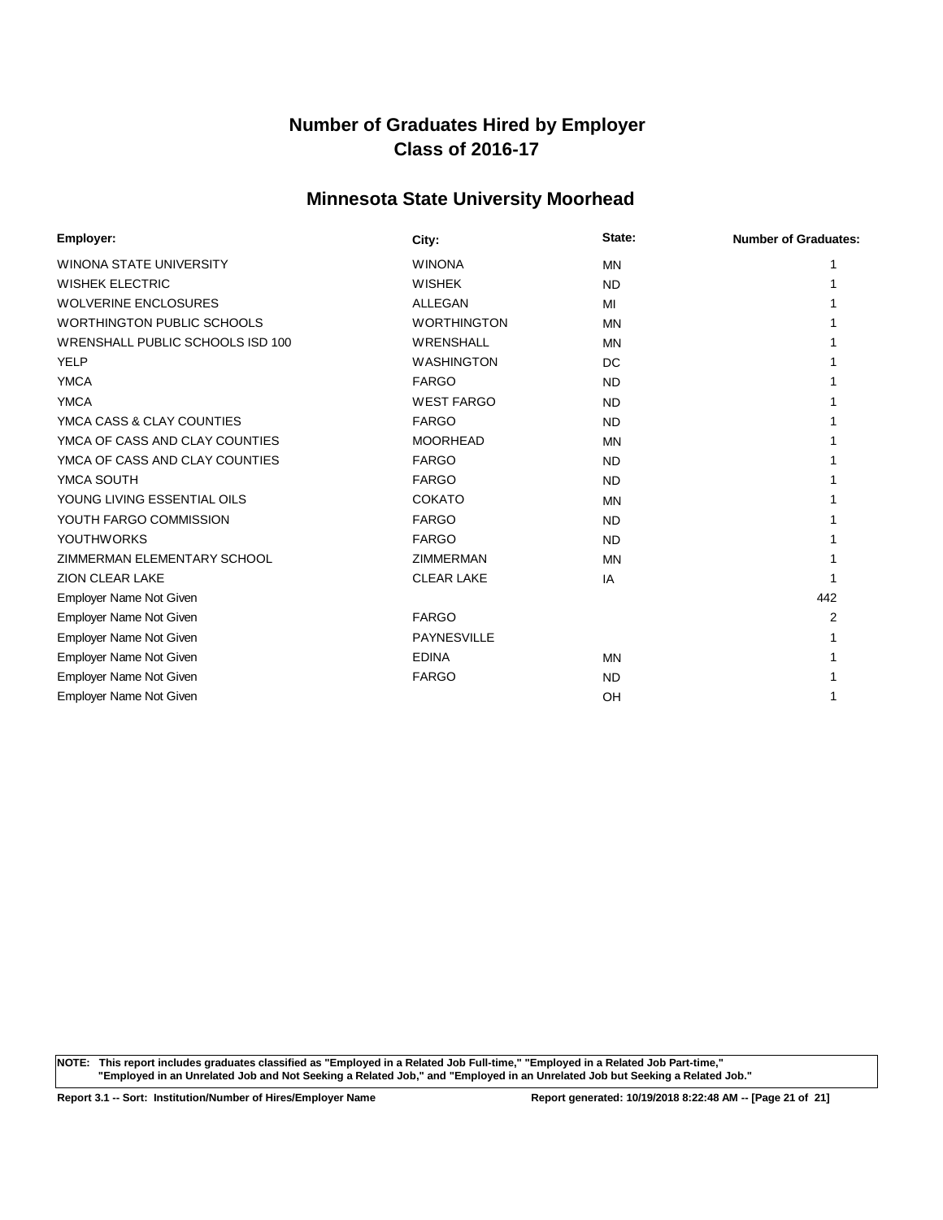# Number of Graduates Hired by Employer
# Class of 2016-17

## Minnesota State University Moorhead

| Employer: | City: | State: | Number of Graduates: |
|---|---|---|---|
| WINONA STATE UNIVERSITY | WINONA | MN | 1 |
| WISHEK ELECTRIC | WISHEK | ND | 1 |
| WOLVERINE ENCLOSURES | ALLEGAN | MI | 1 |
| WORTHINGTON PUBLIC SCHOOLS | WORTHINGTON | MN | 1 |
| WRENSHALL PUBLIC SCHOOLS ISD 100 | WRENSHALL | MN | 1 |
| YELP | WASHINGTON | DC | 1 |
| YMCA | FARGO | ND | 1 |
| YMCA | WEST FARGO | ND | 1 |
| YMCA CASS & CLAY COUNTIES | FARGO | ND | 1 |
| YMCA OF CASS AND CLAY COUNTIES | MOORHEAD | MN | 1 |
| YMCA OF CASS AND CLAY COUNTIES | FARGO | ND | 1 |
| YMCA SOUTH | FARGO | ND | 1 |
| YOUNG LIVING ESSENTIAL OILS | COKATO | MN | 1 |
| YOUTH FARGO COMMISSION | FARGO | ND | 1 |
| YOUTHWORKS | FARGO | ND | 1 |
| ZIMMERMAN ELEMENTARY SCHOOL | ZIMMERMAN | MN | 1 |
| ZION CLEAR LAKE | CLEAR LAKE | IA | 1 |
| Employer Name Not Given | | | 442 |
| Employer Name Not Given | FARGO | | 2 |
| Employer Name Not Given | PAYNESVILLE | | 1 |
| Employer Name Not Given | EDINA | MN | 1 |
| Employer Name Not Given | FARGO | ND | 1 |
| Employer Name Not Given | | OH | 1 |

**NOTE: This report includes graduates classified as "Employed in a Related Job Full-time," "Employed in a Related Job Part-time," "Employed in an Unrelated Job and Not Seeking a Related Job," and "Employed in an Unrelated Job but Seeking a Related Job."**

**Report 3.1 -- Sort: Institution/Number of Hires/Employer Name**

**Report generated: 10/19/2018 8:22:48 AM**